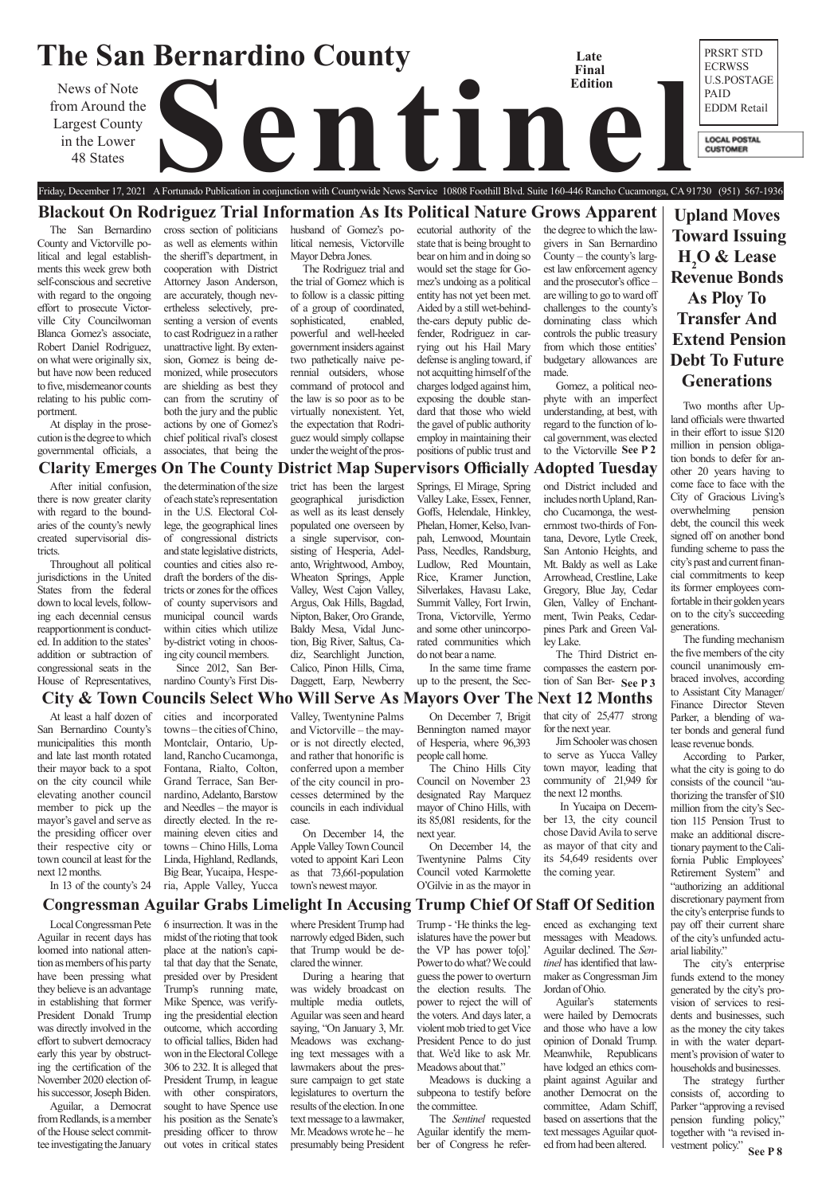# The San Bernardino County Sentinel

News of Note from Around the Largest County in the Lower 48 States

Late Final Edition

PRSRT STD
ECRWSS
U.S.POSTAGE
PAID
EDDM Retail

LOCAL POSTAL CUSTOMER

Friday, December 17, 2021 A Fortunado Publication in conjunction with Countywide News Service 10808 Foothill Blvd. Suite 160-446 Rancho Cucamonga, CA 91730 (951) 567-1936

## Blackout On Rodriguez Trial Information As Its Political Nature Grows Apparent

The San Bernardino County and Victorville political and legal establishments this week grew both self-conscious and secretive with regard to the ongoing effort to prosecute Victorville City Councilwoman Blanca Gomez's associate, Robert Daniel Rodriguez, on what were originally six, but have now been reduced to five, misdemeanor counts relating to his public comportment.

At display in the prosecution is the degree to which governmental officials, a cross section of politicians as well as elements within the sheriff's department, in cooperation with District Attorney Jason Anderson, are accurately, though nevertheless selectively, presenting a version of events to cast Rodriguez in a rather unattractive light. By extension, Gomez is being demonized, while prosecutors are shielding as best they can from the scrutiny of both the jury and the public actions by one of Gomez's chief political rival's closest associates, that being the husband of Gomez's political nemesis, Victorville Mayor Debra Jones.

The Rodriguez trial and the trial of Gomez which is to follow is a classic pitting of a group of coordinated, sophisticated, enabled, powerful and well-heeled government insiders against two pathetically naive perennial outsiders, whose command of protocol and the law is so poor as to be virtually nonexistent. Yet, the expectation that Rodriguez would simply collapse under the weight of the prosecutorial authority of the state that is being brought to bear on him and in doing so would set the stage for Gomez's undoing as a political entity has not yet been met. Aided by a still wet-behind-the-ears deputy public defender, Rodriguez in carrying out his Hail Mary defense is angling toward, if not acquitting himself of the charges lodged against him, exposing the double standard that those who wield the gavel of public authority employ in maintaining their positions of public trust and the degree to which the lawgivers in San Bernardino County – the county's largest law enforcement agency and the prosecutor's office – are willing to go to ward off challenges to the county's dominating class which controls the public treasury from which those entities' budgetary allowances are made.

Gomez, a political neophyte with an imperfect understanding, at best, with regard to the function of local government, was elected to the Victorville **See P 2**

## Clarity Emerges On The County District Map Supervisors Officially Adopted Tuesday

After initial confusion, there is now greater clarity with regard to the boundaries of the county's newly created supervisorial districts.

Throughout all political jurisdictions in the United States from the federal down to local levels, following each decennial census reapportionment is conducted. In addition to the states' addition or subtraction of congressional seats in the House of Representatives, the determination of the size of each state's representation in the U.S. Electoral College, the geographical lines of congressional districts and state legislative districts, counties and cities also redraft the borders of the districts or zones for the offices of county supervisors and municipal council wards within cities which utilize by-district voting in choosing city council members.

Since 2012, San Bernardino County's First District has been the largest geographical jurisdiction as well as its least densely populated one overseen by a single supervisor, consisting of Hesperia, Adelanto, Wrightwood, Amboy, Wheaton Springs, Apple Valley, West Cajon Valley, Argus, Oak Hills, Bagdad, Nipton, Baker, Oro Grande, Baldy Mesa, Vidal Junction, Big River, Saltus, Cadiz, Searchlight Junction, Calico, Pinon Hills, Cima, Daggett, Earp, Newberry Springs, El Mirage, Spring Valley Lake, Essex, Fenner, Goffs, Helendale, Hinkley, Phelan, Homer, Kelso, Ivanpah, Lenwood, Mountain Pass, Needles, Randsburg, Ludlow, Red Mountain, Rice, Kramer Junction, Silverlakes, Havasu Lake, Summit Valley, Fort Irwin, Trona, Victorville, Yermo and some other unincorporated communities which do not bear a name.

In the same time frame up to the present, the Second District included and includes north Upland, Rancho Cucamonga, the westernmost two-thirds of Fontana, Devore, Lytle Creek, San Antonio Heights, and Mt. Baldy as well as Lake Arrowhead, Crestline, Lake Gregory, Blue Jay, Cedar Glen, Valley of Enchantment, Twin Peaks, Cedarpines Park and Green Valley Lake.

The Third District encompasses the eastern portion of San Ber- **See P 3**

## City & Town Councils Select Who Will Serve As Mayors Over The Next 12 Months

At least a half dozen of San Bernardino County's municipalities this month and late last month rotated their mayor back to a spot on the city council while elevating another council member to pick up the mayor's gavel and serve as the presiding officer over their respective city or town council at least for the next 12 months.

In 13 of the county's 24 cities and incorporated towns – the cities of Chino, Montclair, Ontario, Upland, Rancho Cucamonga, Fontana, Rialto, Colton, Grand Terrace, San Bernardino, Adelanto, Barstow and Needles – the mayor is directly elected. In the remaining eleven cities and towns – Chino Hills, Loma Linda, Highland, Redlands, Big Bear, Yucaipa, Hesperia, Apple Valley, Yucca Valley, Twentynine Palms and Victorville – the mayor is not directly elected, and rather that honorific is conferred upon a member of the city council in processes determined by the councils in each individual case.

On December 14, the Apple Valley Town Council voted to appoint Kari Leon as that 73,661-population town's newest mayor.

On December 7, Brigit Bennington named mayor of Hesperia, where 96,393 people call home.

The Chino Hills City Council on November 23 designated Ray Marquez mayor of Chino Hills, with its 85,081 residents, for the next year.

On December 14, the Twentynine Palms City Council voted Karmolette O'Gilvie in as the mayor in that city of 25,477 strong for the next year.

Jim Schooler was chosen to serve as Yucca Valley town mayor, leading that community of 21,949 for the next 12 months.

In Yucaipa on December 13, the city council chose David Avila to serve as mayor of that city and its 54,649 residents over the coming year.

## Congressman Aguilar Grabs Limelight In Accusing Trump Chief Of Staff Of Sedition

Local Congressman Pete Aguilar in recent days has loomed into national attention as members of his party have been pressing what they believe is an advantage in establishing that former President Donald Trump was directly involved in the effort to subvert democracy early this year by obstructing the certification of the November 2020 election of his successor, Joseph Biden.

Aguilar, a Democrat from Redlands, is a member of the House select committee investigating the January 6 insurrection. It was in the midst of the rioting that took place at the nation's capital that day that the Senate, presided over by President Trump's running mate, Mike Spence, was verifying the presidential election outcome, which according to official tallies, Biden had won in the Electoral College 306 to 232. It is alleged that President Trump, in league with other conspirators, sought to have Spence use his position as the Senate's presiding officer to throw out votes in critical states where President Trump had narrowly edged Biden, such that Trump would be declared the winner.

During a hearing that was widely broadcast on multiple media outlets, Aguilar was seen and heard saying, "On January 3, Mr. Meadows was exchanging text messages with a lawmaker about the pressure campaign to get state legislatures to overturn the results of the election. In one text message to a lawmaker, Mr. Meadows wrote he – he presumably being President Trump - 'He thinks the legislatures have the power but the VP has power to[o].' Power to do what? We could guess the power to overturn the election results. The power to reject the will of the voters. And days later, a violent mob tried to get Vice President Pence to do just that. We'd like to ask Mr. Meadows about that."

Meadows is ducking a subpeona to testify before the committee.

The *Sentinel* requested Aguilar identify the member of Congress he referenced as exchanging text messages with Meadows. Aguilar declined. The *Sentinel* has identified that lawmaker as Congressman Jim Jordan of Ohio.

Aguilar's statements were hailed by Democrats and those who have a low opinion of Donald Trump. Meanwhile, Republicans have lodged an ethics complaint against Aguilar and another Democrat on the committee, Adam Schiff, based on assertions that the text messages Aguilar quoted from had been altered.

## Upland Moves Toward Issuing $H_2O$ & Lease Revenue Bonds As Ploy To Transfer And Extend Pension Debt To Future Generations

Two months after Upland officials were thwarted in their effort to issue $120 million in pension obligation bonds to defer for another 20 years having to come face to face with the City of Gracious Living's overwhelming pension debt, the council this week signed off on another bond funding scheme to pass the city's past and current financial commitments to keep its former employees comfortable in their golden years on to the city's succeeding generations.

The funding mechanism the five members of the city council unanimously embraced involves, according to Assistant City Manager/Finance Director Steven Parker, a blending of water bonds and general fund lease revenue bonds.

According to Parker, what the city is going to do consists of the council "authorizing the transfer of $10 million from the city's Section 115 Pension Trust to make an additional discretionary payment to the California Public Employees' Retirement System" and "authorizing an additional discretionary payment from the city's enterprise funds to pay off their current share of the city's unfunded actuarial liability."

The city's enterprise funds extend to the money generated by the city's provision of services to residents and businesses, such as the money the city takes in with the water department's provision of water to households and businesses.

The strategy further consists of, according to Parker "approving a revised pension funding policy," together with "a revised investment policy." **See P 8**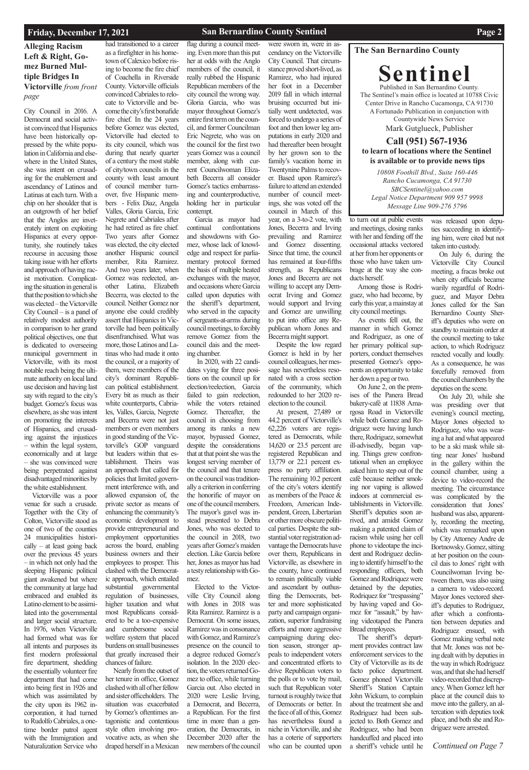## Alleging Racism Left & Right, Gomez Burned Multiple Bridges In Victorville *from front page*

City Council in 2016. A Democrat and social activist convinced that Hispanics have been historically oppressed by the white population in California and elsewhere in the United States, she was intent on crusading for the enablement and ascendancy of Latinos and Latinas at each turn. With a chip on her shoulder that is an outgrowth of her belief that the Anglos are inveterately intent on exploiting Hispanics at every opportunity, she routinely takes recourse in accusing those taking issue with her efforts and approach of having racist motivation. Complicating the situation in general is that the position to which she was elected – the Victorville City Council – is a panel of relatively modest authority in comparison to her grand political objectives, one that is dedicated to overseeing municipal government in Victorville, with its most notable reach being the ultimate authority on local land use decision and having last say with regard to the city's budget. Gomez's focus was elsewhere, as she was intent on promoting the interests of Hispanics, and crusading against the injustices – within the legal system, economically and at large – she was convinced were being perpetrated against disadvantaged minorities by the white establishment.

Victorville was a poor venue for such a crusade. Together with the City of Colton, Victorville stood as one of two of the counties 24 municipalities historically – at least going back over the previous 45 years – in which not only had the sleeping Hispanic political giant awakened but where the community at large had embraced and enabled its Latino element to be assimilated into the governmental and larger social structure. In 1976, when Victorville had formed what was for all intents and purposes its first modern professional fire department, shedding the essentially volunteer fire department that had come into being first in 1926 and which was assimilated by the city upon its 1962 incorporation, it had turned to Rudolfo Cabriales, a one-time border patrol agent with the Immigration and Naturalization Service who had transitioned to a career as a firefighter in his hometown of Calexico before rising to become the fire chief of Coachella in Riverside County. Victorville officials convinced Cabriales to relocate to Victorville and become the city's first bonafide fire chief. In the 24 years before Gomez was elected, Victorville had elected to its city council, which was during that nearly quarter of a century the most stable of city/town councils in the county with least amount of council member turnover, five Hispanic members - Felix Diaz, Angela Valles, Gloria Garcia, Eric Negrete and Cabriales after he had retired as fire chief. Two years after Gomez was elected, the city elected another Hispanic council member, Rita Ramirez. And two years later, when Gomez was reelected, another Latina, Elizabeth Becerra, was elected to the council. Neither Gomez nor anyone else could credibly assert that Hispanics in Victorville had been politically disenfranchised. What was more, those Latinos and Latinas who had made it onto the council, or a majority of them, were members of the city's dominant Republican political establishment. Every bit as much as their white counterparts, Cabriales, Valles, Garcia, Negrete and Becerra were not just members or even members in good standing of the Victorville's GOP vanguard but leaders within that establishment. Theirs was an approach that called for policies that limited government interference with, and allowed expansion of, the private sector as means of enhancing the community's economic development to provide entrepreneurial and employment opportunities across the board, enabling business owners and their employees to prosper. This clashed with the Democratic approach, which entailed substantial governmental regulation of businesses, higher taxation and what most Republicans considered to be a too-expensive and cumbersome social welfare system that placed burdens on small businesses that greatly increased their chances of failure.

Nearly from the outset of her tenure in office, Gomez clashed with all of her fellow and sister officeholders. The situation was exacerbated by Gomez's oftentimes antagonistic and contentious style often involving provocative acts, as when she draped herself in a Mexican flag during a council meeting. Even more than this put her at odds with the Anglo members of the council, it really rubbed the Hispanic Republican members of the city council the wrong way. Gloria Garcia, who was mayor throughout Gomez's entire first term on the council, and former Councilman Eric Negrete, who was on the council for the first two years Gomez was a council member, along with current Councilwoman Elizabeth Becerra all consider Gomez's tactics embarrassing and counterproductive, holding her in particular contempt.

Garcia as mayor had continual confrontations and showdowns with Gomez, whose lack of knowledge and respect for parliamentary protocol formed the basis of multiple heated exchanges with the mayor, and occasions where Garcia called upon deputies with the sheriff's department, who served in the capacity of sergeants-at-arms during council meetings, to forcibly remove Gomez from the council dais and the meeting chamber.

In 2020, with 22 candidates vying for three positions on the council up for election/reelection, Garcia failed to gain reelection, while the voters retained Gomez. Thereafter, the council in choosing from among its ranks a new mayor, bypassed Gomez, despite the considerations that at that point she was the longest serving member of the council and that tenure on the council was traditionally a criterion in conferring the honorific of mayor on one of the council members. The mayor's gavel was instead presented to Debra Jones, who was elected to the council in 2018, two years after Gomez's maiden election. Like Garcia before her, Jones as mayor has had a testy relationship with Gomez.

Elected to the Victorville City Council along with Jones in 2018 was Rita Ramirez. Ramirez is a Democrat. On some issues, Ramirez was in consonance with Gomez, and Ramirez's presence on the council to a degree reduced Gomez's isolation. In the 2020 election, the voters returned Gomez to office, while turning Garcia out. Also elected in 2020 were Leslie Irving, a Democrat, and Becerra, a Republican. For the first time in more than a generation, the Democrats, in December 2020 after the new members of the council were sworn in, were in ascendancy on the Victorville City Council. That circumstance proved short-lived, as Ramirez, who had injured her foot in a December 2019 fall in which internal bruising occurred but initially went undetected, was forced to undergo a series of foot and then lower leg amputations in early 2020 and had thereafter been brought by her grown son to the family's vacation home in Twentynine Palms to recover. Based upon Ramirez's failure to attend an extended number of council meetings, she was voted off the council in March of this year, on a 3-to-2 vote, with Jones, Becerra and Irving prevailing and Ramirez and Gomez dissenting. Since that time, the council has remained at four-fifths strength, as Republicans Jones and Becerra are not willing to accept any Democrat Irving and Gomez would support and Irving and Gomez are unwilling to put into office any Republican whom Jones and Becerra might support.

Despite the low regard Gomez is held in by her council colleagues, her message has nevertheless resonated with a cross section of the community, which redounded to her 2020 reelection to the council.

At present, 27,489 or 44.2 percent of Victorville's 62,226 voters are registered as Democrats, while 14,620 or 23.5 percent are registered Republican and 13,779 or 22.1 percent express no party affiliation. The remaining 10.2 percent of the city's voters identify as members of the Peace & Freedom, American Independent, Green, Libertarian or other more obscure political parties. Despite the substantial voter registration advantage the Democrats have over them, Republicans in Victorville, as elsewhere in the county, have continued to remain politically viable and ascendant by outhustling the Democrats, better and more sophisticated party and campaign organization, superior fundraising efforts and more aggressive campaigning during election season, stronger appeals to independent voters and concentrated efforts to drive Republican voters to the polls or to vote by mail, such that Republican voter turnout is roughly twice that of Democrats or better. In the face of all of this, Gomez has nevertheless found a niche in Victorville, and she has a coterie of supporters who can be counted upon to turn out at public events and meetings, closing ranks with her and fending off the occasional attacks vectored at her from her opponents or those who have taken umbrage at the way she conducts herself.

Among those is Rodriguez, who had become, by early this year, a mainstay at city council meetings.

As events fell out, the manner in which Gomez and Rodriguez, as one of her primary political supporters, conduct themselves presented Gomez's opponents an opportunity to take her down a peg or two.

On June 2, on the premises of the Panera Bread bakery-café at 11838 Amargosa Road in Victorville while both Gomez and Rodriguez were having lunch there, Rodriguez, somewhat ill-advisedly, began vaping. Things grew confrontational when an employee asked him to step out of the café because neither smoking nor vaping is allowed indoors at commercial establishments in Victorville. Sheriff's deputies soon arrived, and amidst Gomez making a patented claim of racism while using her cell phone to videotape the incident and Rodriguez declining to identify himself to the responding officers, both Gomez and Rodriquez were detained by the deputies, Rodriquez for "trespassing" by having vaped and Gomez for "assault," by having videotaped the Panera Bread employees.

The sheriff's department provides contract law enforcement services to the City of Victorville as its de facto police department. Gomez phoned Victorville Sheriff's Station Captain John Wickum, to complain about the treatment she and Rodriguez had been subjected to. Both Gomez and Rodriguez, who had been handcuffed and placed into a sheriff's vehicle until he was released upon deputies succeeding in identifying him, were cited but not taken into custody.

On July 6, during the Victorville City Council meeting, a fracas broke out when city officials became warily regardful of Rodriguez, and Mayor Debra Jones called for the San Bernardino County Sheriff's deputies who were on standby to maintain order at the council meeting to take action, to which Rodriguez reacted vocally and loudly. As a consequence, he was forcefully removed from the council chambers by the deputies on the scene.

On July 20, while she was presiding over that evening's council meeting, Mayor Jones objected to Rodriguez, who was wearing a hat and what appeared to be a ski mask while sitting near Jones' husband in the gallery within the council chamber, using a device to video-record the meeting. The circumstance was complicated by the consideration that Jones' husband was also, apparently, recording the meeting, which was remarked upon by City Attorney Andre de Bortnowsky. Gomez, sitting at her position on the council dais to Jones' right with Councilwoman Irving between them, was also using a camera to video-record. Mayor Jones vectored sheriff's deputies to Rodriguez, after which a confrontation between deputies and Rodriguez ensued, with Gomez making verbal note that Mr. Jones was not being dealt with by deputies in the way in which Rodriguez was, and that she had herself video-recorded that discrepancy. When Gomez left her place at the council dais to move into the gallery, an altercation with deputies took place, and both she and Rodriguez were arrested.

*Continued on Page 7*

---

## The San Bernardino County Sentinel

Published in San Bernardino County.
The Sentinel's main office is located at 10788 Civic Center Drive in Rancho Cucamonga, CA 91730
A Fortunado Publication in conjunction with Countywide News Service
Mark Gutglueck, Publisher

**Call (951) 567-1936**
**to learn of locations where the Sentinel is available or to provide news tips**

*10808 Foothill Blvd., Suite 160-446*
*Rancho Cucamonga, CA 91730*
*SBCSentinel@yahoo.com*
*Legal Notice Department 909 957 9998*
*Message Line 909-276 5796*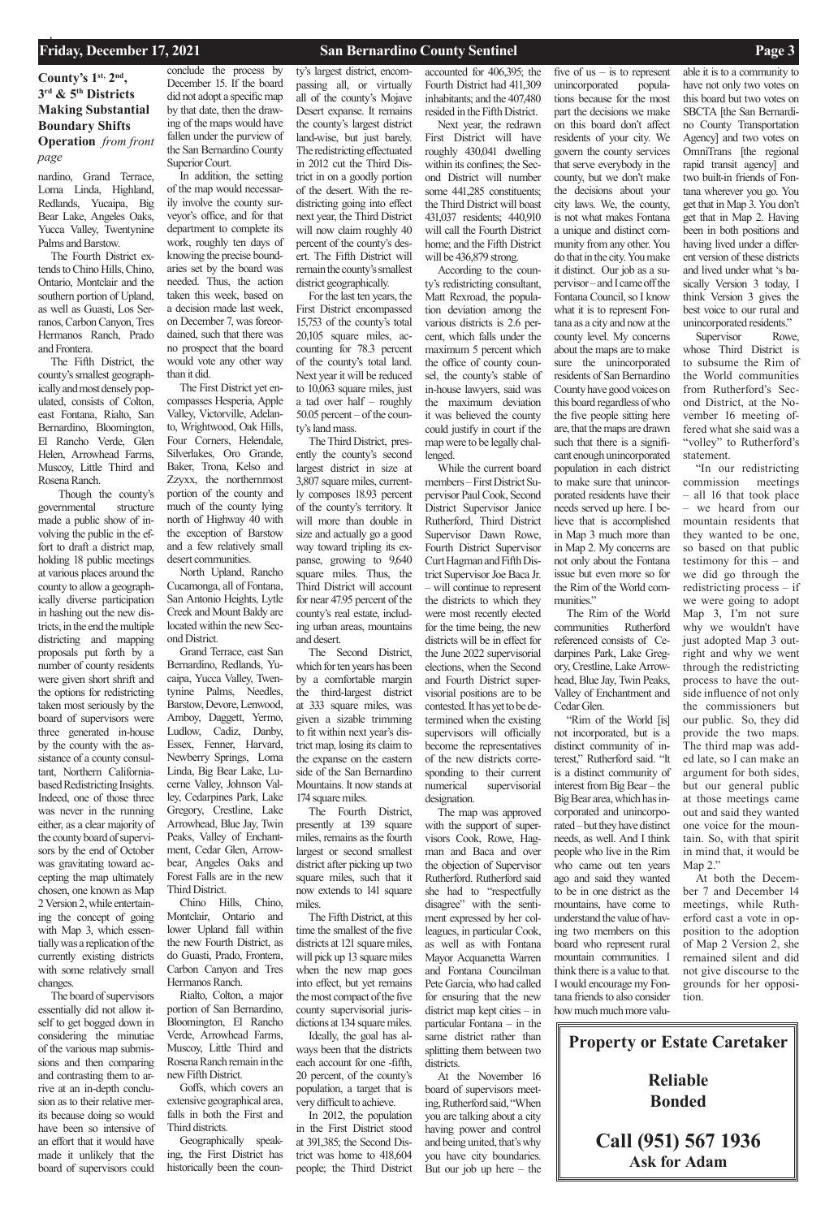## County's 1st, 2nd, 3rd & 5th Districts Making Substantial Boundary Shifts

**Operation** *from front page*

nardino, Grand Terrace, Loma Linda, Highland, Redlands, Yucaipa, Big Bear Lake, Angeles Oaks, Yucca Valley, Twentynine Palms and Barstow.

The Fourth District extends to Chino Hills, Chino, Ontario, Montclair and the southern portion of Upland, as well as Guasti, Los Serranos, Carbon Canyon, Tres Hermanos Ranch, Prado and Frontera.

The Fifth District, the county's smallest geographically and most densely populated, consists of Colton, east Fontana, Rialto, San Bernardino, Bloomington, El Rancho Verde, Glen Helen, Arrowhead Farms, Muscoy, Little Third and Rosena Ranch.

Though the county's governmental structure made a public show of involving the public in the effort to draft a district map, holding 18 public meetings at various places around the county to allow a geographically diverse participation in hashing out the new districts, in the end the multiple districting and mapping proposals put forth by a number of county residents were given short shrift and the options for redistricting taken most seriously by the board of supervisors were three generated in-house by the county with the assistance of a county consultant, Northern California-based Redistricting Insights. Indeed, one of those three was never in the running either, as a clear majority of the county board of supervisors by the end of October was gravitating toward accepting the map ultimately chosen, one known as Map 2 Version 2, while entertaining the concept of going with Map 3, which essentially was a replication of the currently existing districts with some relatively small changes.

The board of supervisors essentially did not allow itself to get bogged down in considering the minutiae of the various map submissions and then comparing and contrasting them to arrive at an in-depth conclusion as to their relative merits because doing so would have been so intensive of an effort that it would have made it unlikely that the board of supervisors could conclude the process by December 15. If the board did not adopt a specific map by that date, then the drawing of the maps would have fallen under the purview of the San Bernardino County Superior Court.

In addition, the setting of the map would necessarily involve the county surveyor's office, and for that department to complete its work, roughly ten days of knowing the precise boundaries set by the board was needed. Thus, the action taken this week, based on a decision made last week, on December 7, was foreordained, such that there was no prospect that the board would vote any other way than it did.

The First District yet encompasses Hesperia, Apple Valley, Victorville, Adelanto, Wrightwood, Oak Hills, Four Corners, Helendale, Silverlakes, Oro Grande, Baker, Trona, Kelso and Zzyxx, the northernmost portion of the county and much of the county lying north of Highway 40 with the exception of Barstow and a few relatively small desert communities.

North Upland, Rancho Cucamonga, all of Fontana, San Antonio Heights, Lytle Creek and Mount Baldy are located within the new Second District.

Grand Terrace, east San Bernardino, Redlands, Yucaipa, Yucca Valley, Twentynine Palms, Needles, Barstow, Devore, Lenwood, Amboy, Daggett, Yermo, Ludlow, Cadiz, Danby, Essex, Fenner, Harvard, Newberry Springs, Loma Linda, Big Bear Lake, Lucerne Valley, Johnson Valley, Cedarpines Park, Lake Gregory, Crestline, Lake Arrowhead, Blue Jay, Twin Peaks, Valley of Enchantment, Cedar Glen, Arrowbear, Angeles Oaks and Forest Falls are in the new Third District.

Chino Hills, Chino, Montclair, Ontario and lower Upland fall within the new Fourth District, as do Guasti, Prado, Frontera, Carbon Canyon and Tres Hermanos Ranch.

Rialto, Colton, a major portion of San Bernardino, Bloomington, El Rancho Verde, Arrowhead Farms, Muscoy, Little Third and Rosena Ranch remain in the new Fifth District.

Goffs, which covers an extensive geographical area, falls in both the First and Third districts.

Geographically speaking, the First District has historically been the county's largest district, encompassing all, or virtually all of the county's Mojave Desert expanse. It remains the county's largest district land-wise, but just barely. The redistricting effectuated in 2012 cut the Third District in on a goodly portion of the desert. With the redistricting going into effect next year, the Third District will now claim roughly 40 percent of the county's desert. The Fifth District will remain the county's smallest district geographically.

For the last ten years, the First District encompassed 15,753 of the county's total 20,105 square miles, accounting for 78.3 percent of the county's total land. Next year it will be reduced to 10,063 square miles, just a tad over half – roughly 50.05 percent – of the county's land mass.

The Third District, presently the county's second largest district in size at 3,807 square miles, currently composes 18.93 percent of the county's territory. It will more than double in size and actually go a good way toward tripling its expanse, growing to 9,640 square miles. Thus, the Third District will account for near 47.95 percent of the county's real estate, including urban areas, mountains and desert.

The Second District, which for ten years has been by a comfortable margin the third-largest district at 333 square miles, was given a sizable trimming to fit within next year's district map, losing its claim to the expanse on the eastern side of the San Bernardino Mountains. It now stands at 174 square miles.

The Fourth District, presently at 139 square miles, remains as the fourth largest or second smallest district after picking up two square miles, such that it now extends to 141 square miles.

The Fifth District, at this time the smallest of the five districts at 121 square miles, will pick up 13 square miles when the new map goes into effect, but yet remains the most compact of the five county supervisorial jurisdictions at 134 square miles.

Ideally, the goal has always been that the districts each account for one -fifth, 20 percent, of the county's population, a target that is very difficult to achieve.

In 2012, the population in the First District stood at 391,385; the Second District was home to 418,604 people; the Third District accounted for 406,395; the Fourth District had 411,309 inhabitants; and the 407,480 resided in the Fifth District.

Next year, the redrawn First District will have roughly 430,041 dwelling within its confines; the Second District will number some 441,285 constituents; the Third District will boast 431,037 residents; 440,910 will call the Fourth District home; and the Fifth District will be 436,879 strong.

According to the county's redistricting consultant, Matt Rexroad, the population deviation among the various districts is 2.6 percent, which falls under the maximum 5 percent which the office of county counsel, the county's stable of in-house lawyers, said was the maximum deviation it was believed the county could justify in court if the map were to be legally challenged.

While the current board members – First District Supervisor Paul Cook, Second District Supervisor Janice Rutherford, Third District Supervisor Dawn Rowe, Fourth District Supervisor Curt Hagman and Fifth District Supervisor Joe Baca Jr. – will continue to represent the districts to which they were most recently elected for the time being, the new districts will be in effect for the June 2022 supervisorial elections, when the Second and Fourth District supervisorial positions are to be contested. It has yet to be determined when the existing supervisors will officially become the representatives of the new districts corresponding to their current numerical supervisorial designation.

The map was approved with the support of supervisors Cook, Rowe, Hagman and Baca and over the objection of Supervisor Rutherford. Rutherford said she had to "respectfully disagree" with the sentiment expressed by her colleagues, in particular Cook, as well as with Fontana Mayor Acquanetta Warren and Fontana Councilman Pete Garcia, who had called for ensuring that the new district map kept cities – in particular Fontana – in the same district rather than splitting them between two districts.

At the November 16 board of supervisors meeting, Rutherford said, "When you are talking about a city having power and control and being united, that's why you have city boundaries. But our job up here – the five of us – is to represent unincorporated populations because for the most part the decisions we make on this board don't affect residents of your city. We govern the county services that serve everybody in the county, but we don't make the decisions about your city laws. We, the county, is not what makes Fontana a unique and distinct community from any other. You do that in the city. You make it distinct. Our job as a supervisor – and I came off the Fontana Council, so I know what it is to represent Fontana as a city and now at the county level. My concerns about the maps are to make sure the unincorporated residents of San Bernardino County have good voices on this board regardless of who the five people sitting here are, that the maps are drawn such that there is a significant enough unincorporated population in each district to make sure that unincorporated residents have their needs served up here. I believe that is accomplished in Map 3 much more than in Map 2. My concerns are not only about the Fontana issue but even more so for the Rim of the World communities."

The Rim of the World communities Rutherford referenced consists of Cedarpines Park, Lake Gregory, Crestline, Lake Arrowhead, Blue Jay, Twin Peaks, Valley of Enchantment and Cedar Glen.

"Rim of the World [is] not incorporated, but is a distinct community of interest," Rutherford said. "It is a distinct community of interest from Big Bear – the Big Bear area, which has incorporated and unincorporated – but they have distinct needs, as well. And I think people who live in the Rim who came out ten years ago and said they wanted to be in one district as the mountains, have come to understand the value of having two members on this board who represent rural mountain communities. I think there is a value to that. I would encourage my Fontana friends to also consider how much much more valuable it is to a community to have not only two votes on this board but two votes on SBCTA [the San Bernardino County Transportation Agency] and two votes on OmniTrans [the regional rapid transit agency] and two built-in friends of Fontana wherever you go. You get that in Map 3. You don't get that in Map 2. Having been in both positions and having lived under a different version of these districts and lived under what 's basically Version 3 today, I think Version 3 gives the best voice to our rural and unincorporated residents."

Supervisor Rowe, whose Third District is to subsume the Rim of the World communities from Rutherford's Second District, at the November 16 meeting offered what she said was a "volley" to Rutherford's statement.

"In our redistricting commission meetings – all 16 that took place – we heard from our mountain residents that they wanted to be one, so based on that public testimony for this – and we did go through the redistricting process – if we were going to adopt Map 3, I'm not sure why we wouldn't have just adopted Map 3 outright and why we went through the redistricting process to have the outside influence of not only the commissioners but our public. So, they did provide the two maps. The third map was added late, so I can make an argument for both sides, but our general public at those meetings came out and said they wanted one voice for the mountain. So, with that spirit in mind that, it would be Map 2."

At both the December 7 and December 14 meetings, while Rutherford cast a vote in opposition to the adoption of Map 2 Version 2, she remained silent and did not give discourse to the grounds for her opposition.

---

**Property or Estate Caretaker**

**Reliable**
**Bonded**

**Call (951) 567 1936**
**Ask for Adam**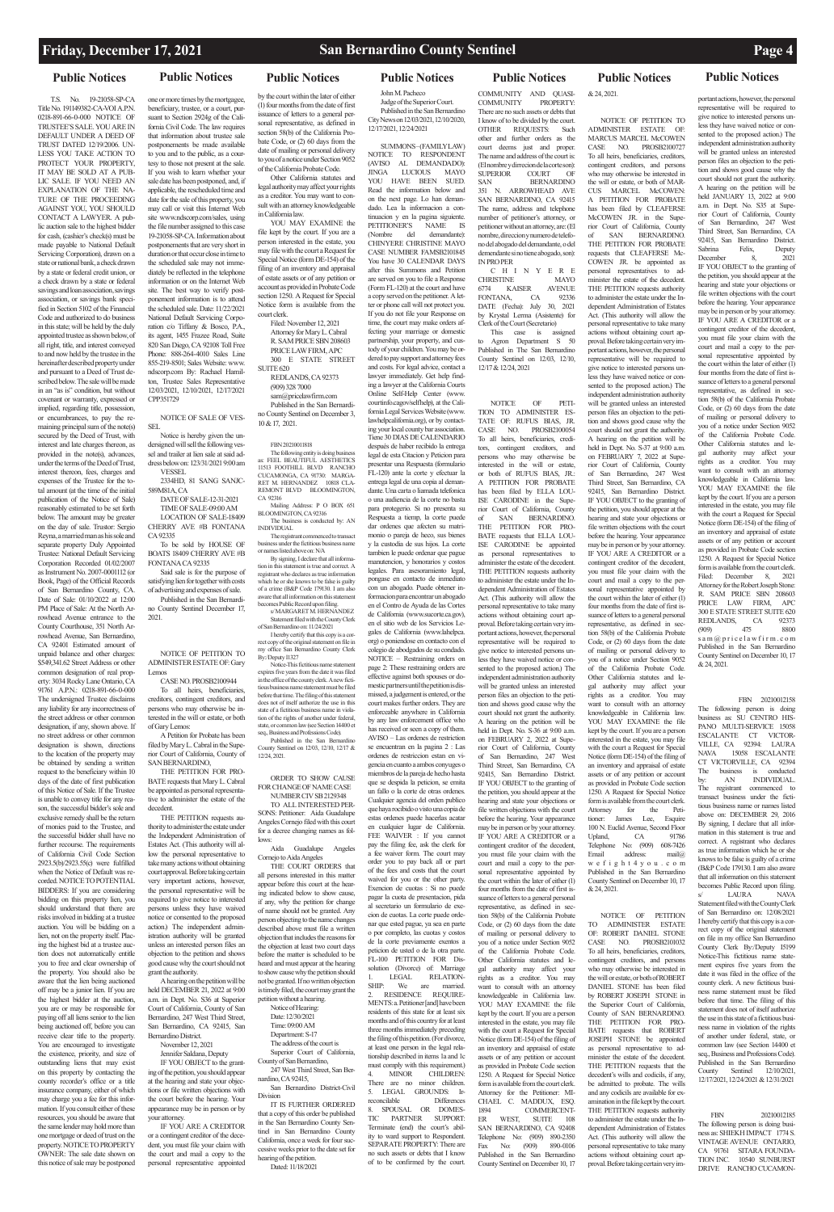## Public Notices

T.S. No. 19-21058-SP-CA Title No. 191149382-CA-VOI A.P.N. 0218-891-66-0-000 NOTICE OF TRUSTEE'S SALE. YOU ARE IN DEFAULT UNDER A DEED OF TRUST DATED 12/19/2006. UNLESS YOU TAKE ACTION TO PROTECT YOUR PROPERTY, IT MAY BE SOLD AT A PUBLIC SALE. IF YOU NEED AN EXPLANATION OF THE NATURE OF THE PROCEEDING AGAINST YOU, YOU SHOULD CONTACT A LAWYER. A public auction sale to the highest bidder for cash, (cashier's check(s) must be made payable to National Default Servicing Corporation), drawn on a state or national bank, a check drawn by a state or federal credit union, or a check drawn by a state or federal savings and loan association, savings association, or savings bank specified in Section 5102 of the Financial Code and authorized to do business in this state; will be held by the duly appointed trustee as shown below, of all right, title, and interest conveyed to and now held by the trustee in the hereinafter described property under and pursuant to a Deed of Trust described below. The sale will be made in an "as is" condition, but without covenant or warranty, expressed or implied, regarding title, possession, or encumbrances, to pay the remaining principal sum of the note(s) secured by the Deed of Trust, with interest and late charges thereon, as provided in the note(s), advances, under the terms of the Deed of Trust, interest thereon, fees, charges and expenses of the Trustee for the total amount (at the time of the initial publication of the Notice of Sale) reasonably estimated to be set forth below. The amount may be greater on the day of sale. Trustor: Sergio Reyna, a married man as his sole and separate property Duly Appointed Trustee: National Default Servicing Corporation Recorded 01/02/2007 as Instrument No. 2007-0001112 (or Book, Page) of the Official Records of San Bernardino County, CA. Date of Sale: 01/10/2022 at 12:00 PM Place of Sale: At the North Arrowhead Avenue entrance to the County Courthouse, 351 North Arrowhead Avenue, San Bernardino, CA 92401 Estimated amount of unpaid balance and other charges: $549,341.62 Street Address or other common designation of real property: 3034 Rocky Lane Ontario, CA 91761 A.P.N.: 0218-891-66-0-000 The undersigned Trustee disclaims any liability for any incorrectness of the street address or other common designation, if any, shown above. If no street address or other common designation is shown, directions to the location of the property may be obtained by sending a written request to the beneficiary within 10 days of the date of first publication of this Notice of Sale. If the Trustee is unable to convey title for any reason, the successful bidder's sole and exclusive remedy shall be the return of monies paid to the Trustee, and the successful bidder shall have no further recourse. The requirements of California Civil Code Section 2923.5(b)/2923.55(c) were fulfilled when the Notice of Default was recorded. NOTICE TO POTENTIAL BIDDERS: If you are considering bidding on this property lien, you should understand that there are risks involved in bidding at a trustee auction. You will be bidding on a lien, not on the property itself. Placing the highest bid at a trustee auction does not automatically entitle you to free and clear ownership of the property. You should also be aware that the lien being auctioned off may be a junior lien. If you are the highest bidder at the auction, you are or may be responsible for paying off all liens senior to the lien being auctioned off, before you can receive clear title to the property. You are encouraged to investigate the existence, priority, and size of outstanding liens that may exist on this property by contacting the county recorder's office or a title insurance company, either of which may charge you a fee for this information. If you consult either of these resources, you should be aware that the same lender may hold more than one mortgage or deed of trust on the property. NOTICE TO PROPERTY OWNER: The sale date shown on this notice of sale may be postponed one or more times by the mortgagee, beneficiary, trustee, or a court, pursuant to Section 2924g of the California Civil Code. The law requires that information about trustee sale postponements be made available to you and to the public, as a courtesy to those not present at the sale. If you wish to learn whether your sale date has been postponed, and, if applicable, the rescheduled time and date for the sale of this property, you may call or visit this Internet Web site www.ndscorp.com/sales, using the file number assigned to this case 19-21058-SP-CA. Information about postponements that are very short in duration or that occur close in time to the scheduled sale may not immediately be reflected in the telephone information or on the Internet Web site. The best way to verify postponement information is to attend the scheduled sale. Date: 11/22/2021 National Default Servicing Corporation c/o Tiffany & Bosco, P.A., its agent, 1455 Frazee Road, Suite 820 San Diego, CA 92108 Toll Free Phone: 888-264-4010 Sales Line 855-219-8501; Sales Website: www.ndscorp.com By: Rachael Hamilton, Trustee Sales Representative 12/03/2021, 12/10/2021, 12/17/2021 CPP351729

NOTICE OF SALE OF VESSEL

Notice is hereby given the undersigned will sell the following vessel and trailer at lien sale at said address below on: 123/31/2021 9:00 am

VESSEL

2334HD, 81 SANG SANJC-589M81A, CA

DATE OF SALE-12-31-2021

TIME OF SALE-09:00 AM

LOCATION OF SALE-18409 CHERRY AVE #B FONTANA CA 92335

To be sold by HOUSE OF BOATS 18409 CHERRY AVE #B FONTANA CA 92335

Said sale is for the purpose of satisfying lien for together with costs of advertising and expenses of sale.

Published in the San Bernardino County Sentinel December 17, 2021.

NOTICE OF PETITION TO ADMINISTER ESTATE OF: Gary Lemos

CASE NO. PROSB2100944

To all heirs, beneficiaries, creditors, contingent creditors, and persons who may otherwise be interested in the will or estate, or both of Gary Lemos:

A Petition for Probate has been filed by Mary L. Cabral in the Superior Court of California, County of SAN BERNARDINO,

THE PETITION FOR PROBATE requests that Mary L. Cabral be appointed as personal representative to administer the estate of the decedent.

THE PETITION requests authority to administer the estate under the Independent Administration of Estates Act. (This authority will allow the personal representative to take many actions without obtaining court approval. Before taking certain very important actions, however, the personal representative will be required to give notice to interested persons unless they have waived notice or consented to the proposed action.) The independent administration authority will be granted unless an interested person files an objection to the petition and shows good cause why the court should not grant the authority.

A hearing on the petition will be held DECEMBER 21, 2022 at 9:00 a.m. in Dept. No. S36 at Superior Court of California, County of San Bernardino, 247 West Third Street, San Bernardino, CA 92415, San Bernardino District.

November 12, 2021

Jennifer Saldana, Deputy

IF YOU OBJECT to the granting of the petition, you should appear at the hearing and state your objections or file written objections with the court before the hearing. Your appearance may be in person or by your attorney.

IF YOU ARE A CREDITOR or a contingent creditor of the decedent, you must file your claim with the court and mail a copy to the personal representative appointed by the court within the later of either (1) four months from the date of first issuance of letters to a general personal representative, as defined in section 58(b) of the California Probate Code, or (2) 60 days from the date of mailing or personal delivery to you of a notice under Section 9052 of the California Probate Code.

Other California statutes and legal authority may affect your rights as a creditor. You may want to consult with an attorney knowledgeable in California law.

YOU MAY EXAMINE the file kept by the court. If you are a person interested in the estate, you may file with the court a Request for Special Notice (form DE-154) of the filing of an inventory and appraisal of estate assets or of any petition or account as provided in Probate Code section 1250. A Request for Special Notice form is available from the court clerk.

Filed: November 12, 2021

Attorney for Mary L. Cabral

R. SAM PRICE SBN 208603

PRICE LAW FIRM, APC

300 E STATE STREET SUITE 620

REDLANDS, CA 92373

(909) 328 7000

sam@pricelawfirm.com

Published in the San Bernardino County Sentinel on December 3, 10 & 17, 2021.

FBN 20210011818

The following entity is doing business as: FEEL BEAUTIFUL AESTHETICS 11513 FOOTHILL BLVD RANCHO CUCAMONGA, CA 91730: MARGARET M. HERNANDEZ 10810 CLAREMONT BLVD BLOOMINGTON, CA 92316

Mailing Address: P O BOX 651 BLOOMINGTON, CA 92316

The business is conducted by: AN INDIVIDUAL.

The registrant commenced to transact business under the fictitious business name or names listed above on: N/A

By signing, I declare that all information in this statement is true and correct. A registrant who declares as true information which he or she knows to be false is guilty of a crime (B&P Code 179130. I am also aware that all information on this statement becomes Public Record upon filing.

s/ MARGARET M. HERNANDEZ

Statement filed with the County Clerk of San Bernardino on: 11/24/2021

I hereby certify that this copy is a correct copy of the original statement on file in my office San Bernardino County Clerk By:/Deputy I1327

Notice-This fictitious name statement expires five years from the date it was filed in the office of the county clerk. A new fictitious business name statement must be filed before that time. The filing of this statement does not of itself authorize the use in this state of a fictitious business name in violation of the rights of another under federal, state, or common law (see Section 14400 et seq., Business and Professions Code).

Published in the San Bernardino County Sentinel on 12/03, 12/10, 12/17 & 12/24, 2021.

ORDER TO SHOW CAUSE FOR CHANGE OF NAME CASE NUMBER CIV SB 2129348

TO ALL INTERESTED PERSONS: Petitioner: Aida Guadalupe Angeles Cornejo filed with this court for a decree changing names as follows:

Aida Guadalupe Angeles Cornejo to Aida Angeles

THE COURT ORDERS that all persons interested in this matter appear before this court at the hearing indicated below to show cause, if any, why the petition for change of name should not be granted. Any person objecting to the name changes described above must file a written objection that includes the reasons for the objection at least two court days before the matter is scheduled to be heard and must appear at the hearing to show cause why the petition should not be granted. If no written objection is timely filed, the court may grant the petition without a hearing.

Notice of Hearing:

Date: 12/30/2021

Time: 09:00 AM

Department: S-17

The address of the court is Superior Court of California, County of San Bernardino,

247 West Third Street, San Bernardino, CA 92415,

San Bernardino District-Civil Division

IT IS FURTHER ORDERED that a copy of this order be published in the San Bernardino County Sentinel in San Bernardino County California, once a week for four successive weeks prior to the date set for hearing of the petition.

Dated: 11/18/2021

John M. Pacheco

Judge of the Superior Court.

Published in the San Bernardino City News on 12/03/2021, 12/10/2020, 12/17/2021, 12/24/2021

SUMMONS–(FAMILY LAW) NOTICE TO RESPONDENT (AVISO AL DEMANDADO): JINGA LUCIOUS MAYO YOU HAVE BEEN SUED. Read the information below and on the next page. Lo han demandado. Lea la informacion a continuacion y en la pagina siguiente. PETITIONER'S NAME IS (Nombre del demandante): CHINYERE CHRISTINE MAYO CASE NUMBER FAMSB2101845 You have 30 CALENDAR DAYS after this Summons and Petition are served on you to file a Response (Form FL-120) at the court and have a copy served on the petitioner. A letter or phone call will not protect you. If you do not file your Response on time, the court may make orders affecting your marriage or domestic partnership, your property, and custody of your children. You may be ordered to pay support and attorney fees and costs. For legal advice, contact a lawyer immediately. Get help finding a lawyer at the California Courts Online Self-Help Center (www.courtinfo.ca.gov/selfhelp), at the California Legal Services Website (www.lawhelpcalifornia.org), or by contacting your local county bar association. Tiene 30 DIAS DE CALENDARIO después de haber recibido la entrega legal de esta Citacion y Peticion para presentar una Respuesta (formulario FL-120) ante la corte y efectuar la entrega legal de una copia al demandante. Una carta o llamada telefonica o una audiencia de la corte no basta para protegerlo. Si no presenta su Respuesta a tiempo, la corte puede dar ordenes que afecten su matrimonio o pareja de hecho, sus bienes y la custodia de sus hijos. La corte tambien le puede ordenar que pague manutencion, y honorarios y costos legales. Para asesoramiento legal, pongase en contacto de inmediato con un abogado. Puede obtener informacion para encontrar un abogado en el Centro de Ayuda de las Cortes de California (www.sucorte.ca.gov), en el sitio web de los Servicios Legales de California (www.lawhelpca.org) o poniendose en contacto con el colegio de abodgados de su condado. NOTICE – Restraining orders on page 2: These restraining orders are effective against both spouses or domestic partners until the petition is dismissed, a judgement is entered, or the court makes further orders. They are enforceable anywhere in California by any law enforcement officer who has received or seen a copy of them. AVISO – Las ordenes de restriction se encuentran en la pagina 2 : Las ordenes de restriccion estan en vigencia en cuanto a ambos conyuges o miembros de la pareja de hecho hasta que se despida la peticion, se emita un fallo o la corte de otras ordenes. Cualquier agencia del orden publico que haya recibido o visto una copia de estas ordenes puede hacerlas acatar en cualquier lugar de California. FEE WAIVER : If you cannot pay the filing fee, ask the clerk for a fee waiver form. The court may order you to pay back all or part of the fees and costs that the court waived for you or the other party. Exencion de cuotas : Si no puede pagar la cuota de presentacion, pida al secretario un formulario de exencion de cuotas. La corte puede ordenar que usted pague, ya sea en parte o por completo, las cuotas y costos de la corte previamente exentos a peticion de usted o de la otra parte. FL-100 PETITION FOR Dissolution (Divorce) of: Marriage 1. LEGAL RELATIONSHIP: We are married. 2. RESIDENCE REQUIREMENTS: a Petitioner [and] have been residents of this state for at least six months and of this county for at least three months immediately preceding the filing of this petition. (For divorce, at least one person in the legal relationship described in items 1a and 1c must comply with this requirement.) 4. MINOR CHILDREN: There are no minor children. 5. LEGAL GROUNDS: Irreconcilable Differences 8. SPOUSAL OR DOMESTIC PARTNER SUPPORT: Terminate (end) the court's ability to ward support to Respondent. SEPARATE PROPERTY: There are no such assets or debts that I know of to be confirmed by the court. COMMUNITY AND QUASI-COMMUNITY PROPERTY: There are no such assets or debts that I know of to be divided by the court. OTHER REQUESTS: Such other and further orders as the court deems just and proper. The name and address of the court is: (El nombre y dirreccion de la corte son): SUPERIOR COURT OF SAN BERNARDINO 351 N. ARROWHEAD AVE SAN BERNARDINO, CA 92415 The name, address and telephone number of petitioner's attorney, or petitioner without an attorney, are: (El nombre, direccion y numero de telefono del abogado del demandante, o del demandante si no tiene abogado, son): IN PRO PER

C H I N Y E R E CHRISTINE MAYO 6774 KAISER AVENUE FONTANA, CA 92336 DATE (Fecha): July 30, 2021 By Krystal Lerma (Asistente) for Clerk of the Court (Secretario)

This case is assigned to Agron Department S 50 Published in The San Bernardino County Sentinel on 12/03, 12/10, 12/17 & 12/24, 2021

NOTICE OF PETITION TO ADMINISTER ESTATE OF: RUFUS BIAS, JR. CASE NO. PROSB2100054 To all heirs, beneficiaries, creditors, contingent creditors, and persons who may otherwise be interested in the will or estate, or both of RUFUS BIAS, JR.: A PETITION FOR PROBATE has been filed by ELLA LOUISE CARODINE in the Superior Court of California, County of SAN BERNARDINO. THE PETITION FOR PROBATE requests that ELLA LOUISE CARODINE be appointed as personal representatives to administer the estate of the decedent. THE PETITION requests authority to administer the estate under the Independent Administration of Estates Act. (This authority will allow the personal representative to take many actions without obtaining court approval. Before taking certain very important actions, however, the personal representative will be required to give notice to interested persons unless they have waived notice or consented to the proposed action.) The independent administration authority will be granted unless an interested person files an objection to the petition and shows good cause why the court should not grant the authority. A hearing on the petition will be held in Dept. No. S-36 at 9:00 a.m. on FEBRUARY 2, 2022 at Superior Court of California, County of San Bernardino, 247 West Third Street, San Bernardino, CA 92415, San Bernardino District. IF YOU OBJECT to the granting of the petition, you should appear at the hearing and state your objections or file written objections with the court before the hearing. Your appearance may be in person or by your attorney. IF YOU ARE A CREDITOR or a contingent creditor of the decedent, you must file your claim with the court and mail a copy to the personal representative appointed by the court within the later of either (1) four months from the date of first issuance of letters to a general personal representative, as defined in section 58(b) of the California Probate Code, or (2) 60 days from the date of mailing or personal delivery to you of a notice under Section 9052 of the California Probate Code. Other California statutes and legal authority may affect your rights as a creditor. You may want to consult with an attorney knowledgeable in California law. YOU MAY EXAMINE the file kept by the court. If you are a person interested in the estate, you may file with the court a Request for Special Notice (form DE-154) of the filing of an inventory and appraisal of estate assets or of any petition or account as provided in Probate Code section 1250. A Request for Special Notice form is available from the court clerk. Attorney for the Petitioner: MICHAEL C. MADDUX, ESQ. 1894 COMMERCENTER WEST, SUITE 108 SAN BERNARDINO, CA 92408 Telephone No: (909) 890-2350 Fax No: (909) 890-0106 Published in the San Bernardino County Sentinel on December 10, 17 & 24, 2021.

NOTICE OF PETITION TO ADMINISTER ESTATE OF: MARCUS MARCEL McCOWEN CASE NO. PROSB2100727 To all heirs, beneficiaries, creditors, contingent creditors, and persons who may otherwise be interested in the will or estate, or both of MARCUS MARCEL McCOWEN: A PETITION FOR PROBATE has been filed by CLEAFERSE McCOWEN JR. in the Superior Court of California, County of SAN BERNARDINO. THE PETITION FOR PROBATE requests that CLEAFERSE McCOWEN JR. be appointed as personal representatives to administer the estate of the decedent. THE PETITION requests authority to administer the estate under the Independent Administration of Estates Act. (This authority will allow the personal representative to take many actions without obtaining court approval. Before taking certain very important actions, however, the personal representative will be required to give notice to interested persons unless they have waived notice or consented to the proposed action.) The independent administration authority will be granted unless an interested person files an objection to the petition and shows good cause why the court should not grant the authority. A hearing on the petition will be held in Dept. No. S-37 at 9:00 a.m. on FEBRUARY 7, 2022 at Superior Court of California, County of San Bernardino, 247 West Third Street, San Bernardino, CA 92415, San Bernardino District. IF YOU OBJECT to the granting of the petition, you should appear at the hearing and state your objections or file written objections with the court before the hearing. Your appearance may be in person or by your attorney. IF YOU ARE A CREDITOR or a contingent creditor of the decedent, you must file your claim with the court and mail a copy to the personal representative appointed by the court within the later of either (1) four months from the date of first issuance of letters to a general personal representative, as defined in section 58(b) of the California Probate Code, or (2) 60 days from the date of mailing or personal delivery to you of a notice under Section 9052 of the California Probate Code. Other California statutes and legal authority may affect your rights as a creditor. You may want to consult with an attorney knowledgeable in California law. YOU MAY EXAMINE the file kept by the court. If you are a person interested in the estate, you may file with the court a Request for Special Notice (form DE-154) of the filing of an inventory and appraisal of estate assets or of any petition or account as provided in Probate Code section 1250. A Request for Special Notice form is available from the court clerk. Attorney for the Petitioner: James Lee, Esquire 100 N. Euclid Avenue, Second Floor Upland, CA 91786 Telephone No: (909) 608-7426 Email address: mail@wefight4you.com Published in the San Bernardino County Sentinel on December 10, 17 & 24, 2021.

NOTICE OF PETITION TO ADMINISTER ESTATE OF: ROBERT DANIEL STONE CASE NO. PROSB2101032 To all heirs, beneficiaries, creditors, contingent creditors, and persons who may otherwise be interested in the will or estate, or both of ROBERT DANIEL STONE has been filed by ROBERT JOSEPH STONE in the Superior Court of California, County of SAN BERNARDINO. THE PETITION FOR PROBATE requests that ROBERT JOSEPH STONE be appointed as personal representative to administer the estate of the decedent. THE PETITION requests that the decedent's wills and codicils, if any, be admitted to probate. The wills and any codicils are available for examination in the file kept by the court. THE PETITION requests authority to administer the estate under the Independent Administration of Estates Act. (This authority will allow the personal representative to take many actions without obtaining court approval. Before taking certain very important actions, however, the personal representative will be required to give notice to interested persons unless they have waived notice or consented to the proposed action.) The independent administration authority will be granted unless an interested person files an objection to the petition and shows good cause why the court should not grant the authority. A hearing on the petition will be held JANUARY 13, 2022 at 9:00 a.m. in Dept. No. S35 at Superior Court of California, County of San Bernardino, 247 West Third Street, San Bernardino, CA 92415, San Bernardino District. Sabrina Felix, Deputy December 8, 2021 IF YOU OBJECT to the granting of the petition, you should appear at the hearing and state your objections or file written objections with the court before the hearing. Your appearance may be in person or by your attorney. IF YOU ARE A CREDITOR or a contingent creditor of the decedent, you must file your claim with the court and mail a copy to the personal representative appointed by the court within the later of either (1) four months from the date of first issuance of letters to a general personal representative, as defined in section 58(b) of the California Probate Code, or (2) 60 days from the date of mailing or personal delivery to you of a notice under Section 9052 of the California Probate Code. Other California statutes and legal authority may affect your rights as a creditor. You may want to consult with an attorney knowledgeable in California law. YOU MAY EXAMINE the file kept by the court. If you are a person interested in the estate, you may file with the court a Request for Special Notice (form DE-154) of the filing of an inventory and appraisal of estate assets or of any petition or account as provided in Probate Code section 1250. A Request for Special Notice form is available from the court clerk. Filed: December 8, 2021 Attorney for the Robert Joseph Stone: R. SAM PRICE SBN 208603 PRICE LAW FIRM, APC 300 E STATE STREET SUITE 620 REDLANDS, CA 92373 (909) 475 8800 sam@pricelawfirm.com Published in the San Bernardino County Sentinel on December 10, 17 & 24, 2021.

FBN 20210012158 The following person is doing business as: SU CENTRO HISPANO MULTI-SERVICE 15058 ESCALANTE CT VICTORVILLE, CA 92394: LAURA NAVA 15058 ESCALANTE CT VICTORVILLE, CA 92394 The business is conducted by: AN INDIVIDUAL. The registrant commenced to transact business under the fictitious business name or names listed above on: DECEMBER 29, 2016 By signing, I declare that all information in this statement is true and correct. A registrant who declares as true information which he or she knows to be false is guilty of a crime (B&P Code 179130. I am also aware that all information on this statement becomes Public Record upon filing. s/ LAURA NAVA Statement filed with the County Clerk of San Bernardino on: 12/08/2021 I hereby certify that this copy is a correct copy of the original statement on file in my office San Bernardino County Clerk By:/Deputy I5199 Notice-This fictitious name statement expires five years from the date it was filed in the office of the county clerk. A new fictitious business name statement must be filed before that time. The filing of this statement does not of itself authorize the use in this state of a fictitious business name in violation of the rights of another under federal, state, or common law (see Section 14400 et seq., Business and Professions Code). Published in the San Bernardino County Sentinel 12/10/2021, 12/17/2021, 12/24/2021 & 12/31/2021

FBN 20210012185 The following person is doing business as: SHIEKH IMPACT 1774 S. VINTAGE AVENUE ONTARIO, CA 91761 SITARA FOUNDATION INC. 10540 SUNBURST DRIVE RANCHO CUCAMON-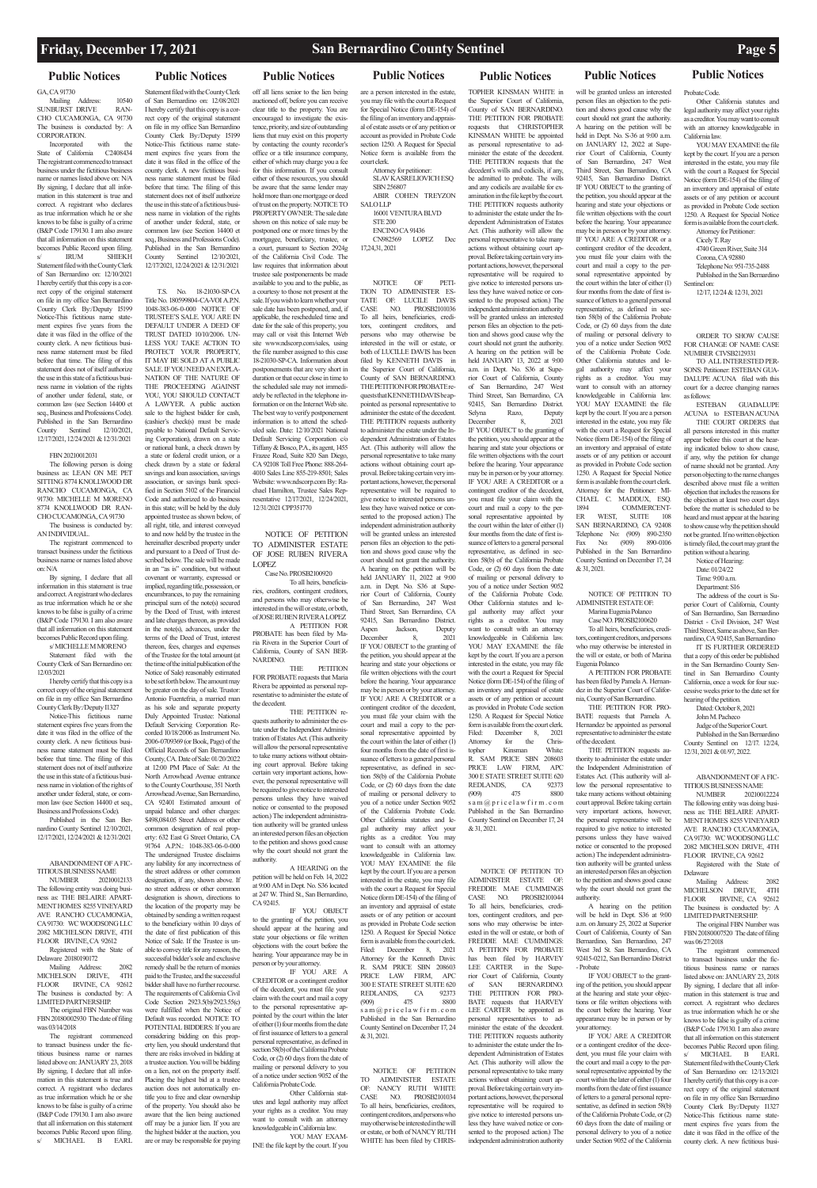GA, CA 91730

Mailing Address: 10540 SUNBURST DRIVE RANCHO CUCAMONGA, CA 91730 The business is conducted by: A CORPORATION.

Incorporated with the State of California C2408434 The registrant commenced to transact business under the fictitious business name or names listed above on: N/A By signing, I declare that all information in this statement is true and correct. A registrant who declares as true information which he or she knows to be false is guilty of a crime (B&P Code 179130. I am also aware that all information on this statement becomes Public Record upon filing.

s/ IRUM SHIEKH

Statement filed with the County Clerk of San Bernardino on: 12/10/2021 I hereby certify that this copy is a correct copy of the original statement on file in my office San Bernardino County Clerk By:/Deputy I5199 Notice-This fictitious name statement expires five years from the date it was filed in the office of the county clerk. A new fictitious business name statement must be filed before that time. The filing of this statement does not of itself authorize the use in this state of a fictitious business name in violation of the rights of another under federal, state, or common law (see Section 14400 et seq., Business and Professions Code). Published in the San Bernardino County Sentinel 12/10/2021, 12/17/2021, 12/24/2021 & 12/31/2021

FBN 20210012031

The following person is doing business as: LEAN ON ME PET SITTING 8774 KNOLLWOOD DR RANCHO CUCAMONGA, CA 91730: MICHELLE M MORENO 8774 KNOLLWOOD DR RANCHO CUCAMONGA, CA 91730

The business is conducted by: AN INDIVIDUAL.

The registrant commenced to transact business under the fictitious business name or names listed above on: N/A

By signing, I declare that all information in this statement is true and correct. A registrant who declares as true information which he or she knows to be false is guilty of a crime (B&P Code 179130. I am also aware that all information on this statement becomes Public Record upon filing.

s/ MICHELLE M MORENO

Statement filed with the County Clerk of San Bernardino on: 12/03/2021

I hereby certify that this copy is a correct copy of the original statement on file in my office San Bernardino County Clerk By:/Deputy I1327

Notice-This fictitious name statement expires five years from the date it was filed in the office of the county clerk. A new fictitious business name statement must be filed before that time. The filing of this statement does not of itself authorize the use in this state of a fictitious business name in violation of the rights of another under federal, state, or common law (see Section 14400 et seq., Business and Professions Code).

Published in the San Bernardino County Sentinel 12/10/2021, 12/17/2021, 12/24/2021 & 12/31/2021

ABANDONMENT OF A FICTITIOUS BUSINESS NAME

NUMBER 20210012133

The following entity was doing business as: THE BELAIRE APARTMENT HOMES 8255 VINEYARD AVE RANCHO CUCAMONGA, CA 91730: WC WOODSONG LLC 2082 MICHELSON DRIVE, 4TH FLOOR IRVINE, CA 92612

Registered with the State of Delaware 20180190172

Mailing Address: 2082 MICHELSON DRIVE, 4TH FLOOR IRVINE, CA 92612

The business is conducted by: A LIMITED PARTNERSHIP.

The original FBN Number was FBN 20180002930 The date of filing was 03/14/2018

The registrant commenced to transact business under the fictitious business name or names listed above on: JANUARY 23, 2018 By signing, I declare that all information in this statement is true and correct. A registrant who declares as true information which he or she knows to be false is guilty of a crime (B&P Code 179130. I am also aware that all information on this statement becomes Public Record upon filing.

s/ MICHAEL B EARL

Statement filed with the County Clerk of San Bernardino on: 12/08/2021 I hereby certify that this copy is a correct copy of the original statement on file in my office San Bernardino County Clerk By:/Deputy I5199 Notice-This fictitious name statement expires five years from the date it was filed in the office of the county clerk. A new fictitious business name statement must be filed before that time. The filing of this statement does not of itself authorize the use in this state of a fictitious business name in violation of the rights of another under federal, state, or common law (see Section 14400 et seq., Business and Professions Code). Published in the San Bernardino County Sentinel 12/10/2021, 12/17/2021, 12/24/2021 & 12/31/2021

T.S. No. 18-21030-SP-CA Title No. 180599804-CA-VOI A.P.N. 1048-383-06-0-000 NOTICE OF TRUSTEE'S SALE. YOU ARE IN DEFAULT UNDER A DEED OF TRUST DATED 10/10/2006. UNLESS YOU TAKE ACTION TO PROTECT YOUR PROPERTY, IT MAY BE SOLD AT A PUBLIC SALE. IF YOU NEED AN EXPLANATION OF THE NATURE OF THE PROCEEDING AGAINST YOU, YOU SHOULD CONTACT A LAWYER. A public auction sale to the highest bidder for cash, (cashier's check(s) must be made payable to National Default Servicing Corporation), drawn on a state or national bank, a check drawn by a state or federal credit union, or a check drawn by a state or federal savings and loan association, savings association, or savings bank specified in Section 5102 of the Financial Code and authorized to do business in this state; will be held by the duly appointed trustee as shown below, of all right, title, and interest conveyed to and now held by the trustee in the hereinafter described property under and pursuant to a Deed of Trust described below. The sale will be made in an "as is" condition, but without covenant or warranty, expressed or implied, regarding title, possession, or encumbrances, to pay the remaining principal sum of the note(s) secured by the Deed of Trust, with interest and late charges thereon, as provided in the note(s), advances, under the terms of the Deed of Trust, interest thereon, fees, charges and expenses of the Trustee for the total amount (at the time of the initial publication of the Notice of Sale) reasonably estimated to be set forth below. The amount may be greater on the day of sale. Trustor: Antonio Fuentefria, a married man as his sole and separate property Duly Appointed Trustee: National Default Servicing Corporation Recorded 10/18/2006 as Instrument No. 2006-0709569 (or Book, Page) of the Official Records of San Bernardino County, CA. Date of Sale: 01/20/2022 at 12:00 PM Place of Sale: At the North Arrowhead Avenue entrance to the County Courthouse, 351 North Arrowhead Avenue, San Bernardino, CA 92401 Estimated amount of unpaid balance and other charges: $498,084.05 Street Address or other common designation of real property: 632 East G Street Ontario, CA 91764 A.P.N.: 1048-383-06-0-000 The undersigned Trustee disclaims any liability for any incorrectness of the street address or other common designation, if any, shown above. If no street address or other common designation is shown, directions to the location of the property may be obtained by sending a written request to the beneficiary within 10 days of the date of first publication of this Notice of Sale. If the Trustee is unable to convey title for any reason, the successful bidder's sole and exclusive remedy shall be the return of monies paid to the Trustee, and the successful bidder shall have no further recourse. The requirements of California Civil Code Section 2923.5(b)/2923.55(c) were fulfilled when the Notice of Default was recorded. NOTICE TO POTENTIAL BIDDERS: If you are considering bidding on this property lien, you should understand that there are risks involved in bidding at a trustee auction. You will be bidding on a lien, not on the property itself. Placing the highest bid at a trustee auction does not automatically entitle you to free and clear ownership of the property. You should also be aware that the lien being auctioned off may be a junior lien. If you are the highest bidder at the auction, you are or may be responsible for paying off all liens senior to the lien being auctioned off, before you can receive clear title to the property. You are encouraged to investigate the existence, priority, and size of outstanding liens that may exist on this property by contacting the county recorder's office or a title insurance company, either of which may charge you a fee for this information. If you consult either of these resources, you should be aware that the same lender may hold more than one mortgage or deed of trust on the property. NOTICE TO PROPERTY OWNER: The sale date shown on this notice of sale may be postponed one or more times by the mortgagee, beneficiary, trustee, or a court, pursuant to Section 2924g of the California Civil Code. The law requires that information about trustee sale postponements be made available to you and to the public, as a courtesy to those not present at the sale. If you wish to learn whether your sale date has been postponed, and, if applicable, the rescheduled time and date for the sale of this property, you may call or visit this Internet Web site www.ndscorp.com/sales, using the file number assigned to this case 18-21030-SP-CA. Information about postponements that are very short in duration or that occur close in time to the scheduled sale may not immediately be reflected in the telephone information or on the Internet Web site. The best way to verify postponement information is to attend the scheduled sale. Date: 12/10/2021 National Default Servicing Corporation c/o Tiffany & Bosco, P.A., its agent, 1455 Frazee Road, Suite 820 San Diego, CA 92108 Toll Free Phone: 888-264-4010 Sales Line 855-219-8501; Sales Website: www.ndscorp.com By: Rachael Hamilton, Trustee Sales Representative 12/17/2021, 12/24/2021, 12/31/2021 CPP351770

NOTICE OF PETITION TO ADMINISTER ESTATE OF JOSE RUBEN RIVERA LOPEZ

Case No. PROSB2100920

To all heirs, beneficiaries, creditors, contingent creditors, and persons who may otherwise be interested in the will or estate, or both, of JOSE RUBEN RIVERA LOPEZ

A PETITION FOR PROBATE has been filed by Maria Rivera in the Superior Court of California, County of SAN BERNARDINO.

THE PETITION FOR PROBATE requests that Maria Rivera be appointed as personal representative to administer the estate of the decedent.

THE PETITION requests authority to administer the estate under the Independent Administration of Estates Act. (This authority will allow the personal representative to take many actions without obtaining court approval. Before taking certain very important actions, however, the personal representative will be required to give notice to interested persons unless they have waived notice or consented to the proposed action.) The independent administration authority will be granted unless an interested person files an objection to the petition and shows good cause why the court should not grant the authority.

A HEARING on the petition will be held on Feb. 14, 2022 at 9:00 AM in Dept. No. S36 located at 247 W. Third St., San Bernardino, CA 92415.

IF YOU OBJECT to the granting of the petition, you should appear at the hearing and state your objections or file written objections with the court before the hearing. Your appearance may be in person or by your attorney.

IF YOU ARE A CREDITOR or a contingent creditor of the decedent, you must file your claim with the court and mail a copy to the personal representative appointed by the court within the later of either (1) four months from the date of first issuance of letters to a general personal representative, as defined in section 58(b) of the California Probate Code, or (2) 60 days from the date of mailing or personal delivery to you of a notice under section 9052 of the California Probate Code.

Other California statutes and legal authority may affect your rights as a creditor. You may want to consult with an attorney knowledgeable in California law.

YOU MAY EXAMINE the file kept by the court. If you are a person interested in the estate, you may file with the court a Request for Special Notice (form DE-154) of the filing of an inventory and appraisal of estate assets or of any petition or account as provided in Probate Code section 1250. A Request for Special Notice form is available from the court clerk.

Attorney for petitioner:
SLAV KASRELIOVICH ESQ
SBN 256807
ABIR COHEN TREYZON SALO LLP
16001 VENTURA BLVD
STE 200
ENCINO CA 91436
CN982569 LOPEZ Dec 17,24,31, 2021

NOTICE OF PETITION TO ADMINISTER ESTATE OF: LUCILLE DAVIS CASE NO. PROSB2101036

To all heirs, beneficiaries, creditors, contingent creditors, and persons who may otherwise be interested in the will or estate, or both of LUCILLE DAVIS has been filed by KENNETH DAVIS in the Superior Court of California, County of SAN BERNARDINO. THE PETITION FOR PROBATE requests that KENNETH DAVIS be appointed as personal representative to administer the estate of the decedent.

THE PETITION requests authority to administer the estate under the Independent Administration of Estates Act. (This authority will allow the personal representative to take many actions without obtaining court approval. Before taking certain very important actions, however, the personal representative will be required to give notice to interested persons unless they have waived notice or consented to the proposed action.) The independent administration authority will be granted unless an interested person files an objection to the petition and shows good cause why the court should not grant the authority.

A hearing on the petition will be held JANUARY 11, 2022 at 9:00 a.m. in Dept. No. S36 at Superior Court of California, County of San Bernardino, 247 West Third Street, San Bernardino, CA 92415, San Bernardino District. Aspen Jackson, Deputy December 8, 2021

IF YOU OBJECT to the granting of the petition, you should appear at the hearing and state your objections or file written objections with the court before the hearing. Your appearance may be in person or by your attorney.

IF YOU ARE A CREDITOR or a contingent creditor of the decedent, you must file your claim with the court and mail a copy to the personal representative appointed by the court within the later of either (1) four months from the date of first issuance of letters to a general personal representative, as defined in section 58(b) of the California Probate Code, or (2) 60 days from the date of mailing or personal delivery to you of a notice under Section 9052 of the California Probate Code. Other California statutes and legal authority may affect your rights as a creditor. You may want to consult with an attorney knowledgeable in California law.

YOU MAY EXAMINE the file kept by the court. If you are a person interested in the estate, you may file with the court a Request for Special Notice (form DE-154) of the filing of an inventory and appraisal of estate assets or of any petition or account as provided in Probate Code section 1250. A Request for Special Notice form is available from the court clerk. Filed: December 8, 2021 Attorney for the Kenneth Davis: R. SAM PRICE SBN 208603 PRICE LAW FIRM, APC 300 E STATE STREET SUITE 620 REDLANDS, CA 92373 (909) 475 8800 sam@pricelawfirm.com Published in the San Bernardino County Sentinel on December 17, 24 & 31, 2021.

NOTICE OF PETITION TO ADMINISTER ESTATE OF: NANCY RUTH WHITE CASE NO. PROSB2101034

To all heirs, beneficiaries, creditors, contingent creditors, and persons who may otherwise be interested in the will or estate, or both of NANCY RUTH WHITE has been filed by CHRISTOPHER KINSMAN WHITE in the Superior Court of California, County of SAN BERNARDINO. THE PETITION FOR PROBATE requests that CHRISTOPHER KINSMAN WHITE be appointed as personal representative to administer the estate of the decedent.

THE PETITION requests that the decedent's wills and codicils, if any, be admitted to probate. The wills and any codicils are available for examination in the file kept by the court.

THE PETITION requests authority to administer the estate under the Independent Administration of Estates Act. (This authority will allow the personal representative to take many actions without obtaining court approval. Before taking certain very important actions, however, the personal representative will be required to give notice to interested persons unless they have waived notice or consented to the proposed action.) The independent administration authority will be granted unless an interested person files an objection to the petition and shows good cause why the court should not grant the authority.

A hearing on the petition will be held JANUARY 13, 2022 at 9:00 a.m. in Dept. No. S36 at Superior Court of California, County of San Bernardino, 247 West Third Street, San Bernardino, CA 92415, San Bernardino District. Selyna Razo, Deputy December 8, 2021

IF YOU OBJECT to the granting of the petition, you should appear at the hearing and state your objections or file written objections with the court before the hearing. Your appearance may be in person or by your attorney.

IF YOU ARE A CREDITOR or a contingent creditor of the decedent, you must file your claim with the court and mail a copy to the personal representative appointed by the court within the later of either (1) four months from the date of first issuance of letters to a general personal representative, as defined in section 58(b) of the California Probate Code, or (2) 60 days from the date of mailing or personal delivery to you of a notice under Section 9052 of the California Probate Code. Other California statutes and legal authority may affect your rights as a creditor. You may want to consult with an attorney knowledgeable in California law.

YOU MAY EXAMINE the file kept by the court. If you are a person interested in the estate, you may file with the court a Request for Special Notice (form DE-154) of the filing of an inventory and appraisal of estate assets or of any petition or account as provided in Probate Code section 1250. A Request for Special Notice form is available from the court clerk. Filed: December 8, 2021 Attorney for the Christopher Kinsman White: R. SAM PRICE SBN 208603 PRICE LAW FIRM, APC 300 E STATE STREET SUITE 620 REDLANDS, CA 92373 (909) 475 8800 sam@pricelawfirm.com Published in the San Bernardino County Sentinel on December 17, 24 & 31, 2021.

NOTICE OF PETITION TO ADMINISTER ESTATE OF: FREDDIE MAE CUMMINGS CASE NO. PROSB2101044

To all heirs, beneficiaries, creditors, contingent creditors, and persons who may otherwise be interested in the will or estate, or both of FREDDIE MAE CUMMINGS: A PETITION FOR PROBATE has been filed by HARVEY LEE CARTER in the Superior Court of California, County of SAN BERNARDINO. THE PETITION FOR PROBATE requests that HARVEY LEE CARTER be appointed as personal representatives to administer the estate of the decedent.

THE PETITION requests authority to administer the estate under the Independent Administration of Estates Act. (This authority will allow the personal representative to take many actions without obtaining court approval. Before taking certain very important actions, however, the personal representative will be required to give notice to interested persons unless they have waived notice or consented to the proposed action.) The independent administration authority will be granted unless an interested person files an objection to the petition and shows good cause why the court should not grant the authority.

A hearing on the petition will be held in Dept. No. S-36 at 9:00 a.m. on JANUARY 12, 2022 at Superior Court of California, County of San Bernardino, 247 West Third Street, San Bernardino, CA 92415, San Bernardino District.

IF YOU OBJECT to the granting of the petition, you should appear at the hearing and state your objections or file written objections with the court before the hearing. Your appearance may be in person or by your attorney.

IF YOU ARE A CREDITOR or a contingent creditor of the decedent, you must file your claim with the court and mail a copy to the personal representative appointed by the court within the later of either (1) four months from the date of first issuance of letters to a general personal representative, as defined in section 58(b) of the California Probate Code, or (2) 60 days from the date of mailing or personal delivery to you of a notice under section 9052 of the California Probate Code. Other California statutes and legal authority may affect your rights as a creditor. You may want to consult with an attorney knowledgeable in California law.

YOU MAY EXAMINE the file kept by the court. If you are a person interested in the estate, you may file with the court a Request for Special Notice (form DE-154) of the filing of an inventory and appraisal of estate assets or of any petition or account as provided in Probate Code section 1250. A Request for Special Notice form is available from the court clerk. Attorney for the Petitioner: MICHAEL C. MADDUX, ESQ. 1894 COMMERCENTER WEST, SUITE 108 SAN BERNARDINO, CA 92408 Telephone No: (909) 890-2350 Fax No: (909) 890-0106 Published in the San Bernardino County Sentinel on December 17, 24 & 31, 2021.

NOTICE OF PETITION TO ADMINISTER ESTATE OF:

Marina Eugenia Polanco

Case NO. PROSB2100620

To all heirs, beneficiaries, creditors, contingent creditors, and persons who may otherwise be interested in the will or estate, or both of Marina Eugenia Polanco

A PETITION FOR PROBATE has been filed by Pamela A. Hernandez in the Superior Court of California, County of San Bernardino.

THE PETITION FOR PROBATE requests that Pamela A. Hernandez be appointed as personal representative to administer the estate of the decedent.

THE PETITION requests authority to administer the estate under the Independent Administration of Estates Act. (This authority will allow the personal representative to take many actions without obtaining court approval. Before taking certain very important actions, however, the personal representative will be required to give notice to interested persons unless they have waived notice or consented to the proposed action.) The independent administration authority will be granted unless an interested person files an objection to the petition and shows good cause why the court should not grant the authority.

A hearing on the petition will be held in Dept. S36 at 9:00 a.m. on January 25, 2022 at Superior Court of California, County of San Bernardino, San Bernardino, 247 West 3rd St. San Bernardino, CA 92415-0212, San Bernardino District - Probate

IF YOU OBJECT to the granting of the petition, you should appear at the hearing and state your objections or file written objections with the court before the hearing. Your appearance may be in person or by your attorney.

IF YOU ARE A CREDITOR or a contingent creditor of the decedent, you must file your claim with the court and mail a copy to the personal representative appointed by the court within the later of either (1) four months from the date of first issuance of letters to a general personal representative, as defined in section 58(b) of the California Probate Code, or (2) 60 days from the date of mailing or personal delivery to you of a notice under Section 9052 of the California Probate Code.

Other California statutes and legal authority may affect your rights as a creditor. You may want to consult with an attorney knowledgeable in California law.

YOU MAY EXAMINE the file kept by the court. If you are a person interested in the estate, you may file with the court a Request for Special Notice (form DE-154) of the filing of an inventory and appraisal of estate assets or of any petition or account as provided in Probate Code section 1250. A Request for Special Notice form is available from the court clerk.

Attorney for Petitioner:
Cicely T. Ray
4740 Green River, Suite 314
Corona, CA 92880
Telephone No: 951-735-2488
Published in the San Bernardino Sentinel on:
12/17, 12/24 & 12/31, 2021

ORDER TO SHOW CAUSE FOR CHANGE OF NAME CASE NUMBER CIVSB2129331

TO ALL INTERESTED PERSONS: Petitioner: ESTEBAN GUADALUPE ACUNA filed with this court for a decree changing names as follows:

ESTEBAN GUADALUPE ACUNA to ESTEBAN ACUNA

THE COURT ORDERS that all persons interested in this matter appear before this court at the hearing indicated below to show cause, if any, why the petition for change of name should not be granted. Any person objecting to the name changes described above must file a written objection that includes the reasons for the objection at least two court days before the matter is scheduled to be heard and must appear at the hearing to show cause why the petition should not be granted. If no written objection is timely filed, the court may grant the petition without a hearing.

Notice of Hearing:
Date: 01/24/22
Time: 9:00 a.m.
Department: S16

The address of the court is Superior Court of California, County of San Bernardino, San Bernardino District - Civil Division, 247 West Third Street, Same as above, San Bernardino, CA 92415, San Bernardino

IT IS FURTHER ORDERED that a copy of this order be published in the San Bernardino County Sentinel in San Bernardino County California, once a week for four successive weeks prior to the date set for hearing of the petition.

Dated: October 8, 2021
John M. Pacheco
Judge of the Superior Court.

Published in the San Bernardino County Sentinel on 12/17, 12/24, 12/31, 2021 & 01/07, 2022.

ABANDONMENT OF A FICTITIOUS BUSINESS NAME

NUMBER 20210012224

The following entity was doing business as: THE BELAIRE APARTMENT HOMES 8255 VINEYARD AVE RANCHO CUCAMONGA, CA 91730: WC WOODSONG LLC 2082 MICHELSON DRIVE, 4TH FLOOR IRVINE, CA 92612

Registered with the State of Delaware

Mailing Address: 2082 MICHELSON DRIVE, 4TH FLOOR IRVINE, CA 92612

The business is conducted by: A LIMITED PARTNERSHIP.

The original FBN Number was FBN 20180007520 The date of filing was 06/27/2018

The registrant commenced to transact business under the fictitious business name or names listed above on: JANUARY 23, 2018 By signing, I declare that all information in this statement is true and correct. A registrant who declares as true information which he or she knows to be false is guilty of a crime (B&P Code 179130. I am also aware that all information on this statement becomes Public Record upon filing.

s/ MICHAEL B EARL

Statement filed with the County Clerk of San Bernardino on: 12/13/2021 I hereby certify that this copy is a correct copy of the original statement on file in my office San Bernardino County Clerk By:/Deputy I1327 Notice-This fictitious name statement expires five years from the date it was filed in the office of the county clerk. A new fictitious busi-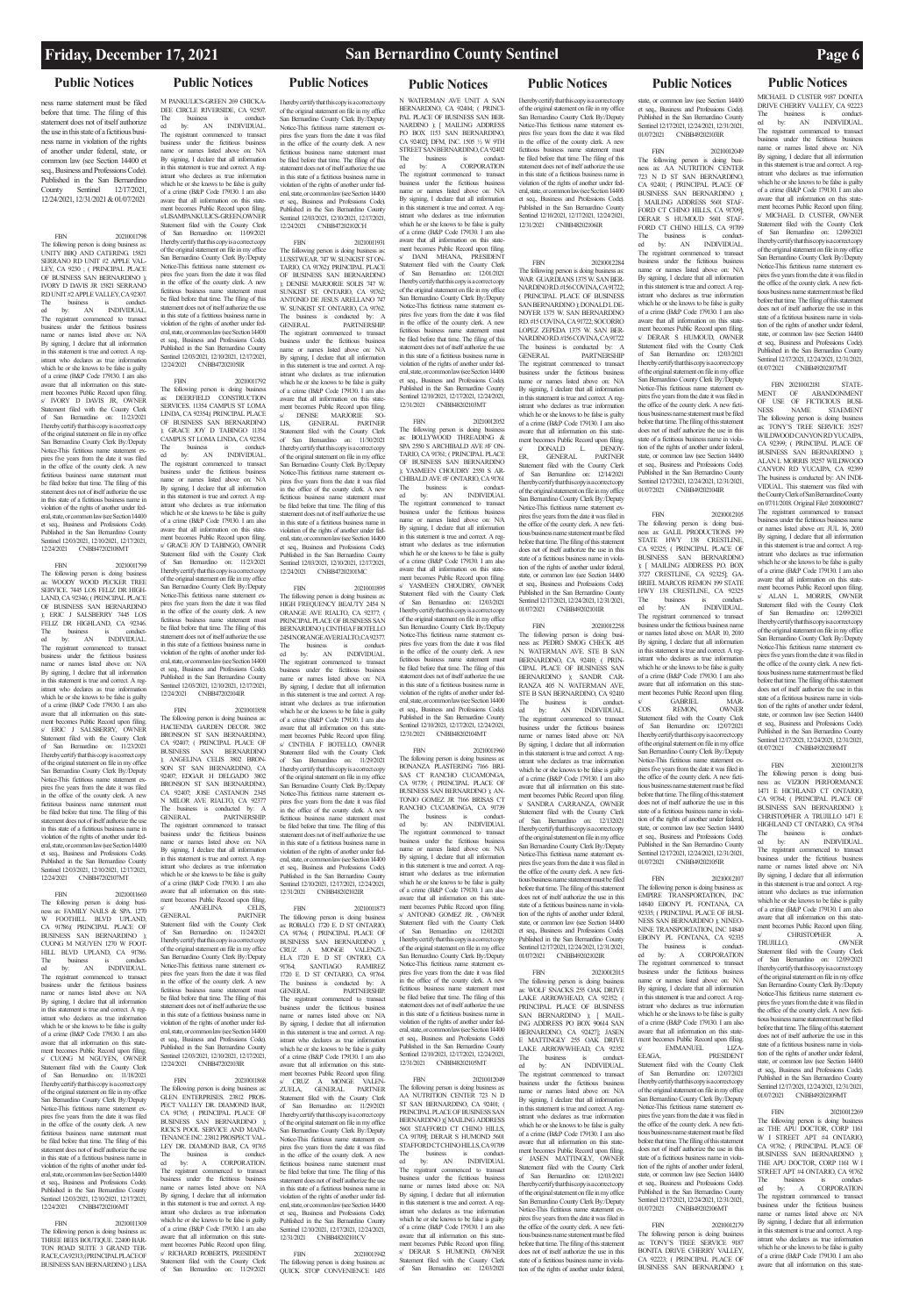## Public Notices

ness name statement must be filed before that time. The filing of this statement does not of itself authorize the use in this state of a fictitious business name in violation of the rights of another under federal, state, or common law (see Section 14400 et seq., Business and Professions Code). Published in the San Bernardino County Sentinel 12/17/21, 12/24/21, 12/31/21 & 01/07/2021

FBN 20210011798
The following person is doing business as: UNITY BBQ AND CATERING. 15821 SERRANO RD UNIT #2 APPLE VALLEY, CA 92307 ; ( PRINCIPAL PLACE OF BUSINESS SAN BERNARDINO ); IVORY D DAVIS JR 15821 SERRANO RD UNIT #2 APPLE VALLEY, CA 92307.
The business is conducted by: AN INDIVIDUAL.
The registrant commenced to transact business under the fictitious business name or names listed above on: N/A
By signing, I declare that all information in this statement is true and correct. A registrant who declares as true information which he or she knows to be false is guilty of a crime (B&P Code 179130. I am also aware that all information on this statement becomes Public Record upon filing.
s/ IVORY D DAVIS JR, OWNER
Statement filed with the County Clerk of San Bernardino on: 11/23/2021
I hereby certify that this copy is a correct copy of the original statement on file in my office San Bernardino County Clerk By:/Deputy
Notice-This fictitious name statement expires five years from the date it was filed in the office of the county clerk. A new fictitious business name statement must be filed before that time. The filing of this statement does not of itself authorize the use in this state of a fictitious business name in violation of the rights of another under federal, state, or common law (see Section 14400 et seq., Business and Professions Code). Published in the San Bernardino County Sentinel 12/03/2021, 12/10/2021, 12/17/2021, 12/24/2021 CNBB47202107IR

FBN 20210011799
The following person is doing business as: WOODY WOOD PECKER TREE SERVICE. 7445 LOS FELIZ DR HIGHLAND, CA 92346; ( PRINCIPAL PLACE OF BUSINESS SAN BERNARDINO ); ERIC J SALSBERRY 7445 LOS FELIZ DR HIGHLAND, CA 92346.
The business is conducted by: AN INDIVIDUAL.
The registrant commenced to transact business under the fictitious business name or names listed above on: N/A
By signing, I declare that all information in this statement is true and correct. A registrant who declares as true information which he or she knows to be false is guilty of a crime (B&P Code 179130. I am also aware that all information on this statement becomes Public Record upon filing.
s/ ERIC J SALSBERRY, OWNER
Statement filed with the County Clerk of San Bernardino on: 11/23/2021
I hereby certify that this copy is a correct copy of the original statement on file in my office San Bernardino County Clerk By:/Deputy
Notice-This fictitious name statement expires five years from the date it was filed in the office of the county clerk. A new fictitious business name statement must be filed before that time. The filing of this statement does not of itself authorize the use in this state of a fictitious business name in violation of the rights of another under federal, state, or common law (see Section 14400 et seq., Business and Professions Code). Published in the San Bernardino County Sentinel 12/03/2021, 12/10/2021, 12/17/2021, 12/24/2021 CNBB47202107MT

FBN 20210011660
The following person is doing business as: FAMILY NAILS & SPA. 1270 W FOOTHILL BLVD UPLAND, CA 91786; PRINCIPAL PLACE OF BUSINESS SAN BERNARDINO ); CUONG M NGUYEN 1270 W FOOTHILL BLVD UPLAND, CA 91786.
The business is conducted by: AN INDIVIDUAL.
The registrant commenced to transact business under the fictitious business name or names listed above on: N/A
By signing, I declare that all information in this statement is true and correct. A registrant who declares as true information which he or she knows to be false is guilty of a crime (B&P Code 179130. I am also aware that all information on this statement becomes Public Record upon filing.
s/ CUONG M NGUYEN, OWNER
Statement filed with the County Clerk of San Bernardino on: 11/18/2021
I hereby certify that this copy is a correct copy of the original statement on file in my office San Bernardino County Clerk By:/Deputy
Notice-This fictitious name statement expires five years from the date it was filed in the office of the county clerk. A new fictitious business name statement must be filed before that time. The filing of this statement does not of itself authorize the use in this state of a fictitious business name in violation of the rights of another under federal, state, or common law (see Section 14400 et seq., Business and Professions Code). Published in the San Bernardino County Sentinel 12/03/2021, 12/10/2021, 12/17/2021, 12/24/2021 CNBB47202106MT

FBN 20210011309
The following person is doing business as: THREE BEES BOUTIQUE. 22400 BARTON ROAD SUITE 3 GRAND TERRACE, CA 92313 ( PRINCIPAL PLACE OF BUSINESS SAN BERNARDINO ); LISA M PANKULICS-GREEN 269 CHICKADEE CIRCLE RIVERSIDE, CA 92507.
The business is conducted by: AN INDIVIDUAL.
The registrant commenced to transact business under the fictitious business name or names listed above on: N/A
By signing, I declare that all information in this statement is true and correct. A registrant who declares as true information which he or she knows to be false is guilty of a crime (B&P Code 179130. I am also aware that all information on this statement becomes Public Record upon filing.
s/LISAMPANKULICS-GREEN, OWNER
Statement filed with the County Clerk of San Bernardino on: 11/09/2021
I hereby certify that this copy is a correct copy of the original statement on file in my office San Bernardino County Clerk By:/Deputy
Notice-This fictitious name statement expires five years from the date it was filed in the office of the county clerk. A new fictitious business name statement must be filed before that time. The filing of this statement does not of itself authorize the use in this state of a fictitious business name in violation of the rights of another under federal, state, or common law (see Section 14400 et seq., Business and Professions Code). Published in the San Bernardino County Sentinel 12/03/2021, 12/10/2021, 12/17/2021, 12/24/2021 CNBB47202105IR

FBN 20210011792
The following person is doing business as: DEERFIELD CONSTRUCTION SERVICES. 11354 CAMPUS ST LOMA LINDA, CA 92354( PRINCIPAL PLACE OF BUSINESS SAN BERNARDINO ); GRACE JOY D TABINGO 11354 CAMPUS ST LOMA LINDA, CA 92354.
The business is conducted by: AN INDIVIDUAL.
The registrant commenced to transact business under the fictitious business name or names listed above on: N/A
By signing, I declare that all information in this statement is true and correct. A registrant who declares as true information which he or she knows to be false is guilty of a crime (B&P Code 179130. I am also aware that all information on this statement becomes Public Record upon filing.
s/ GRACE JOY D TABINGO, OWNER
Statement filed with the County Clerk of San Bernardino on: 11/23/2021
I hereby certify that this copy is a correct copy of the original statement on file in my office San Bernardino County Clerk By:/Deputy
Notice-This fictitious name statement expires five years from the date it was filed in the office of the county clerk. A new fictitious business name statement must be filed before that time. The filing of this statement does not of itself authorize the use in this state of a fictitious business name in violation of the rights of another under federal, state, or common law (see Section 14400 et seq., Business and Professions Code). Published in the San Bernardino County Sentinel 12/03/2021, 12/10/2021, 12/17/2021, 12/24/2021 CNBB47202104IR

FBN 20210011858
The following person is doing business as: HACIENDA GARDEN DECOR. 3802 BRONSON ST SAN BERNARDINO, CA 92407; ( PRINCIPAL PLACE OF BUSINESS SAN BERNARDINO ); ANGELINA CELIS 3802 BRONSON ST SAN BERNARDINO, CA 92407; EDGAR H DELGADO 3802 BRONSON ST SAN BERNARDINO, CA 92407; JOSE CASTANON 2345 N MILOR AVE RIALTO, CA 92377
The business is conducted by: A GENERAL PARTNERSHIP.
The registrant commenced to transact business under the fictitious business name or names listed above on: N/A
By signing, I declare that all information in this statement is true and correct. A registrant who declares as true information which he or she knows to be false is guilty of a crime (B&P Code 179130. I am also aware that all information on this statement becomes Public Record upon filing.
s/ ANGELINA CELIS, GENERAL PARTNER
Statement filed with the County Clerk of San Bernardino on: 11/24/2021
I hereby certify that this copy is a correct copy of the original statement on file in my office San Bernardino County Clerk By:/Deputy
Notice-This fictitious name statement expires five years from the date it was filed in the office of the county clerk. A new fictitious business name statement must be filed before that time. The filing of this statement does not of itself authorize the use in this state of a fictitious business name in violation of the rights of another under federal, state, or common law (see Section 14400 et seq., Business and Professions Code). Published in the San Bernardino County Sentinel 12/03/2021, 12/10/2021, 12/17/2021, 12/24/2021 CNBB47202103IR

FBN 20210011868
The following person is doing business as: GLEN ENTERPRISES. 23812 PROSPECT VALLEY DR. DIAMOND BAR, CA 91765; ( PRINCIPAL PLACE OF BUSINESS SAN BERNARDINO ); RICK'S POOL SERVICE AND MAINTENANCE INC. 23812 PROSPECT VALLEY DR. DIAMOND BAR, CA 91765
The business is conducted by: A CORPORATION.
The registrant commenced to transact business under the fictitious business name or names listed above on: N/A
By signing, I declare that all information in this statement is true and correct. A registrant who declares as true information which he or she knows to be false is guilty of a crime (B&P Code 179130. I am also aware that all information on this statement becomes Public Record upon filing.
s/ RICHARD ROBERTS, PRESIDENT
Statement filed with the County Clerk of San Bernardino on: 11/29/2021
I hereby certify that this copy is a correct copy of the original statement on file in my office San Bernardino County Clerk By:/Deputy
Notice-This fictitious name statement expires five years from the date it was filed in the office of the county clerk. A new fictitious business name statement must be filed before that time. The filing of this statement does not of itself authorize the use in this state of a fictitious business name in violation of the rights of another under federal, state, or common law (see Section 14400 et seq., Business and Professions Code). Published in the San Bernardino County Sentinel 12/03/2021, 12/10/2021, 12/17/2021, 12/24/2021 CNBB47202102CH

FBN 20210011931
The following person is doing business as: LUSSTWEAR. 747 W. SUNKIST ST ONTARIO, CA 91762( PRINCIPAL PLACE OF BUSINESS SAN BERNARDINO ); DENISE MARJORIE SOLIS 747 W. SUNKIST ST. ONTARIO, CA 91762; ANTONIO DE JESUS ARELLANO 747 W. SUNKIST ST. ONTARIO, CA 91762.
The business is conducted by: A GENERAL PARTNERSHIP.
The registrant commenced to transact business under the fictitious business name or names listed above on: N/A
By signing, I declare that all information in this statement is true and correct. A registrant who declares as true information which he or she knows to be false is guilty of a crime (B&P Code 179130. I am also aware that all information on this statement becomes Public Record upon filing.
s/ DENISE MARJORIE SOLIS, GENERAL PARTNER
Statement filed with the County Clerk of San Bernardino on: 11/30/2021
I hereby certify that this copy is a correct copy of the original statement on file in my office San Bernardino County Clerk By:/Deputy
Notice-This fictitious name statement expires five years from the date it was filed in the office of the county clerk. A new fictitious business name statement must be filed before that time. The filing of this statement does not of itself authorize the use in this state of a fictitious business name in violation of the rights of another under federal, state, or common law (see Section 14400 et seq., Business and Professions Code). Published in the San Bernardino County Sentinel 12/03/2021, 12/10/2021, 12/17/2021, 12/24/2021 CNBB47202101MC

FBN 20210011895
The following person is doing business as: HIGH FREQUENCY BEAUTY. 2454 N ORANGE AVE RIALTO, CA 92377; ( PRINCIPAL PLACE OF BUSINESS SAN BERNARDINO ); CINTHIA F BOTELLO 2454 N ORANGE AVE RIALTO, CA 92377.
The business is conducted by: AN INDIVIDUAL.
The registrant commenced to transact business under the fictitious business name or names listed above on: N/A
By signing, I declare that all information in this statement is true and correct. A registrant who declares as true information which he or she knows to be false is guilty of a crime (B&P Code 179130. I am also aware that all information on this statement becomes Public Record upon filing.
s/ CINTHIA F BOTELLO, OWNER
Statement filed with the County Clerk of San Bernardino on: 11/29/2021
I hereby certify that this copy is a correct copy of the original statement on file in my office San Bernardino County Clerk By:/Deputy
Notice-This fictitious name statement expires five years from the date it was filed in the office of the county clerk. A new fictitious business name statement must be filed before that time. The filing of this statement does not of itself authorize the use in this state of a fictitious business name in violation of the rights of another under federal, state, or common law (see Section 14400 et seq., Business and Professions Code). Published in the San Bernardino County Sentinel 12/10/2021, 12/17/2021, 12/24/2021, 12/31/2021 CNBB48202102IR

FBN 20210011873
The following person is doing business as: ROBALO. 1720 E. D ST ONTARIO, CA 91764; ( PRINCIPAL PLACE OF BUSINESS SAN BERNARDINO ); CRUZ A MONGE VALENZUELA 1720 E. D ST ONTARIO, CA 91764; SANTIAGO RAMIREZ 1720 E. D ST ONTARIO, CA 91764.
The business is conducted by: A GENERAL PARTNERSHIP.
The registrant commenced to transact business under the fictitious business name or names listed above on: N/A
By signing, I declare that all information in this statement is true and correct. A registrant who declares as true information which he or she knows to be false is guilty of a crime (B&P Code 179130. I am also aware that all information on this statement becomes Public Record upon filing.
s/ CRUZ A MONGE VALENZUELA, GENERAL PARTNER
Statement filed with the County Clerk of San Bernardino on: 11/29/2021
I hereby certify that this copy is a correct copy of the original statement on file in my office San Bernardino County Clerk By:/Deputy
Notice-This fictitious name statement expires five years from the date it was filed in the office of the county clerk. A new fictitious business name statement must be filed before that time. The filing of this statement does not of itself authorize the use in this state of a fictitious business name in violation of the rights of another under federal, state, or common law (see Section 14400 et seq., Business and Professions Code). Published in the San Bernardino County Sentinel 12/10/2021, 12/17/2021, 12/24/2021, 12/31/2021 CNBB48202101CV

FBN 20210011942
The following person is doing business as: QUICK STOP CONVENIENCE. 1435 N WATERMAN AVE UNIT A SAN BERNARDINO, CA 92404; ( PRINCIPAL PLACE OF BUSINESS SAN BERNARDINO ); [ MAILING ADDRESS PO BOX 1153 SAN BERNARDINO, CA 92402]; DFM, INC. 1505 ½ W 9TH STREET SAN BERNARDINO, CA 92402
The business is conducted by: A CORPORATION
The registrant commenced to transact business under the fictitious business name or names listed above on: N/A
By signing, I declare that all information in this statement is true and correct. A registrant who declares as true information which he or she knows to be false is guilty of a crime (B&P Code 179130. I am also aware that all information on this statement becomes Public Record upon filing.
s/ DANI MHANA, PRESIDENT
Statement filed with the County Clerk of San Bernardino on: 12/01/2021
I hereby certify that this copy is a correct copy of the original statement on file in my office San Bernardino County Clerk By:/Deputy
Notice-This fictitious name statement expires five years from the date it was filed in the office of the county clerk. A new fictitious business name statement must be filed before that time. The filing of this statement does not of itself authorize the use in this state of a fictitious business name in violation of the rights of another under federal, state, or common law (see Section 14400 et seq., Business and Professions Code). Published in the San Bernardino County Sentinel 12/10/2021, 12/17/2021, 12/24/2021, 12/31/2021 CNBB48202103MT

FBN 20210012052
The following person is doing business as: BOLLYWOOD THREADING & SPA. 2565 S ARCHIBALD AVE #F ONTARIO, CA 91761; ( PRINCIPAL PLACE OF BUSINESS SAN BERNARDINO ); YASMEEN CHOUDRY 2565 S ARCHIBALD AVE #F ONTARIO, CA 91761
The business is conducted by: AN INDIVIDUAL
The registrant commenced to transact business under the fictitious business name or names listed above on: N/A
By signing, I declare that all information in this statement is true and correct. A registrant who declares as true information which he or she knows to be false is guilty of a crime (B&P Code 179130. I am also aware that all information on this statement becomes Public Record upon filing.
s/ YASMEEN CHOUDRY, OWNER
Statement filed with the County Clerk of San Bernardino on: 12/03/2021
I hereby certify that this copy is a correct copy of the original statement on file in my office San Bernardino County Clerk By:/Deputy
Notice-This fictitious name statement expires five years from the date it was filed in the office of the county clerk. A new fictitious business name statement must be filed before that time. The filing of this statement does not of itself authorize the use in this state of a fictitious business name in violation of the rights of another under federal, state, or common law (see Section 14400 et seq., Business and Professions Code). Published in the San Bernardino County Sentinel 12/10/2021, 12/17/2021, 12/24/2021, 12/31/2021 CNBB48202104MT

FBN 20210011960
The following person is doing business as: BONANZA PLASTERING. 7166 BRISAS CT RANCHO CUCAMONGA, CA 91739; ( PRINCIPAL PLACE OF BUSINESS SAN BERNARDINO ); ANTONIO GOMEZ JR 7166 BRISAS CT RANCHO CUCAMONGA, CA 91739
The business is conducted by: AN INDIVIDUAL
The registrant commenced to transact business under the fictitious business name or names listed above on: N/A
By signing, I declare that all information in this statement is true and correct. A registrant who declares as true information which he or she knows to be false is guilty of a crime (B&P Code 179130. I am also aware that all information on this statement becomes Public Record upon filing.
s/ ANTONIO GOMEZ JR. , OWNER
Statement filed with the County Clerk of San Bernardino on: 12/01/2021
I hereby certify that this copy is a correct copy of the original statement on file in my office San Bernardino County Clerk By:/Deputy
Notice-This fictitious name statement expires five years from the date it was filed in the office of the county clerk. A new fictitious business name statement must be filed before that time. The filing of this statement does not of itself authorize the use in this state of a fictitious business name in violation of the rights of another under federal, state, or common law (see Section 14400 et seq., Business and Professions Code). Published in the San Bernardino County Sentinel 12/10/2021, 12/17/2021, 12/24/2021, 12/31/2021 CNBB48202105MT

FBN 20210012049
The following person is doing business as: AA NUTRITION CENTER. 723 N D ST SAN BERNARDINO, CA 92401; ( PRINCIPAL PLACE OF BUSINESS SAN BERNARDINO ); [ MAILING ADDRESS 5601 STAFFORD CT CHINO HILLS, CA 91709]; DERAR S HUMOUD 5601 STAFFORD CT CHINO HILLS, CA 91709
The business is conducted by: AN INDIVIDUAL
The registrant commenced to transact business under the fictitious business name or names listed above on: N/A
By signing, I declare that all information in this statement is true and correct. A registrant who declares as true information which he or she knows to be false is guilty of a crime (B&P Code 179130. I am also aware that all information on this statement becomes Public Record upon filing.
s/ DERAR S HUMOUD, OWNER
Statement filed with the County Clerk of San Bernardino on: 12/03/2021
I hereby certify that this copy is a correct copy of the original statement on file in my office San Bernardino County Clerk By:/Deputy
Notice-This fictitious name statement expires five years from the date it was filed in the office of the county clerk. A new fictitious business name statement must be filed before that time. The filing of this statement does not of itself authorize the use in this state of a fictitious business name in violation of the rights of another under federal, state, or common law (see Section 14400 et seq., Business and Professions Code). Published in the San Bernardino County Sentinel 12/10/2021, 12/17/2021, 12/24/2021, 12/31/2021 CNBB48202106IR

FBN 20210012284
The following person is doing business as: WAR GUARDIANS. 1375 W. SAN BERNARDINO RD. #156 COVINA, CA 91722; ( PRINCIPAL PLACE OF BUSINESS SAN BERNARDINO ); DONALD L DENOYER 1375 W. SAN BERNARDINO RD. #15 COVINA, CA 91722; SOCORRO LOPEZ ZEPEDA 1375 W. SAN BERNARDINO RD. #156 COVINA, CA 91722
The business is conducted by: A GENERAL PARTNERSHIP
The registrant commenced to transact business under the fictitious business name or names listed above on: N/A
By signing, I declare that all information in this statement is true and correct. A registrant who declares as true information which he or she knows to be false is guilty of a crime (B&P Code 179130. I am also aware that all information on this statement becomes Public Record upon filing.
s/ DONALD L DENOYER, GENERAL PARTNER
Statement filed with the County Clerk of San Bernardino on: 12/14/2021
I hereby certify that this copy is a correct copy of the original statement on file in my office San Bernardino County Clerk By:/Deputy
Notice-This fictitious name statement expires five years from the date it was filed in the office of the county clerk. A new fictitious business name statement must be filed before that time. The filing of this statement does not of itself authorize the use in this state of a fictitious business name in violation of the rights of another under federal, state, or common law (see Section 14400 et seq., Business and Professions Code). Published in the San Bernardino County Sentinel 12/17/2021, 12/24/2021, 12/31/2021, 01/07/2021 CNBB49202101IR

FBN 20210012258
The following person is doing business as: PEDRO SMOG CHECK. 405 N. WATERMAN AVE. STE B SAN BERNARDINO, CA 92410; ( PRINCIPAL PLACE OF BUSINESS SAN BERNARDINO ); SANDRA CARRANZA 405 N. WATERMAN AVE. STE B SAN BERNARDINO, CA 92410
The business is conducted by: AN INDIVIDUAL.
The registrant commenced to transact business under the fictitious business name or names listed above on: N/A
By signing, I declare that all information in this statement is true and correct. A registrant who declares as true information which he or she knows to be false is guilty of a crime (B&P Code 179130. I am also aware that all information on this statement becomes Public Record upon filing.
s/ SANDRA CARRANZA, OWNER
Statement filed with the County Clerk of San Bernardino on: 12/13/2021
I hereby certify that this copy is a correct copy of the original statement on file in my office San Bernardino County Clerk By:/Deputy
Notice-This fictitious name statement expires five years from the date it was filed in the office of the county clerk. A new fictitious business name statement must be filed before that time. The filing of this statement does not of itself authorize the use in this state of a fictitious business name in violation of the rights of another under federal, state, or common law (see Section 14400 et seq., Business and Professions Code). Published in the San Bernardino County Sentinel 12/17/2021, 12/24/2021, 12/31/2021, 01/07/2021 CNBB49202102IR

FBN 20210012015
The following person is doing business as: WOLF SNACKS. 255 OAK DRIVE LAKE ARROWHEAD, CA 92352; ( PRINCIPAL PLACE OF BUSINESS SAN BERNARDINO ); [ MAILING ADDRESS PO BOX 90614 SAN BERNARDINO, CA 92427]; JASEN E MATTINGLY 255 OAK DRIVE LAKE ARROWHEAD, CA 92352
The business is conducted by: AN INDIVIDUAL.
The registrant commenced to transact business under the fictitious business name or names listed above on: N/A
By signing, I declare that all information in this statement is true and correct. A registrant who declares as true information which he or she knows to be false is guilty of a crime (B&P Code 179130. I am also aware that all information on this statement becomes Public Record upon filing.
s/ JASEN MATTINGLY, OWNER
Statement filed with the County Clerk of San Bernardino on: 12/03/2021
I hereby certify that this copy is a correct copy of the original statement on file in my office San Bernardino County Clerk By:/Deputy
Notice-This fictitious name statement expires five years from the date it was filed in the office of the county clerk. A new fictitious business name statement must be filed before that time. The filing of this statement does not of itself authorize the use in this state of a fictitious business name in violation of the rights of another under federal, state, or common law (see Section 14400 et seq., Business and Professions Code). Published in the San Bernardino County Sentinel 12/17/2021, 12/24/2021, 12/31/2021, 01/07/2021 CNBB49202103IR

FBN 20210012049
The following person is doing business as: AA NUTRITION CENTER. 723 N D ST SAN BERNARDINO, CA 92401; ( PRINCIPAL PLACE OF BUSINESS SAN BERNARDINO ); [ MAILING ADDRESS 5601 STAFFORD CT CHINO HILLS, CA 91709]; DERAR S HUMOUD 5601 STAFFORD CT CHINO HILLS, CA 91709
The business is conducted by: AN INDIVIDUAL.
The registrant commenced to transact business under the fictitious business name or names listed above on: N/A
By signing, I declare that all information in this statement is true and correct. A registrant who declares as true information which he or she knows to be false is guilty of a crime (B&P Code 179130. I am also aware that all information on this statement becomes Public Record upon filing.
s/ DERAR S HUMOUD, OWNER
Statement filed with the County Clerk of San Bernardino on: 12/03/2021
I hereby certify that this copy is a correct copy of the original statement on file in my office San Bernardino County Clerk By:/Deputy
Notice-This fictitious name statement expires five years from the date it was filed in the office of the county clerk. A new fictitious business name statement must be filed before that time. The filing of this statement does not of itself authorize the use in this state of a fictitious business name in violation of the rights of another under federal, state, or common law (see Section 14400 et seq., Business and Professions Code). Published in the San Bernardino County Sentinel 12/17/2021, 12/24/2021, 12/31/2021, 01/07/2021 CNBB49202104IR

FBN 20210012105
The following person is doing business as: GALIL PRODUCTIONS. 199 STATE HWY 138 CRESTLINE, CA 92325; ( PRINCIPAL PLACE OF BUSINESS SAN BERNARDINO ); [ MAILING ADDRESS PO BOX 3727 CRESTLINE, CA 92325]; GABRIEL MARCOS REMON 199 STATE HWY 138 CRESTLINE, CA 92325
The business is conducted by: AN INDIVIDUAL.
The registrant commenced to transact business under the fictitious business name or names listed above on: MAR 10, 2010
By signing, I declare that all information in this statement is true and correct. A registrant who declares as true information which he or she knows to be false is guilty of a crime (B&P Code 179130. I am also aware that all information on this statement becomes Public Record upon filing.
s/ GABRIEL MARCOS REMON, OWNER
Statement filed with the County Clerk of San Bernardino on: 12/07/2021
I hereby certify that this copy is a correct copy of the original statement on file in my office San Bernardino County Clerk By:/Deputy
Notice-This fictitious name statement expires five years from the date it was filed in the office of the county clerk. A new fictitious business name statement must be filed before that time. The filing of this statement does not of itself authorize the use in this state of a fictitious business name in violation of the rights of another under federal, state, or common law (see Section 14400 et seq., Business and Professions Code). Published in the San Bernardino County Sentinel 12/17/2021, 12/24/2021, 12/31/2021, 01/07/2021 CNBB49202105IR

FBN 20210012107
The following person is doing business as: EMPIRE TRANSPORTATION, INC 14840 EBONY PL FONTANA, CA 92335; ( PRINCIPAL PLACE OF BUSINESS SAN BERNARDINO ); NINENINE TRANSPORTATION, INC 14840 EBONY PL FONTANA, CA 92335
The business is conducted by: A CORPORATION.
The registrant commenced to transact business under the fictitious business name or names listed above on: N/A
By signing, I declare that all information in this statement is true and correct. A registrant who declares as true information which he or she knows to be false is guilty of a crime (B&P Code 179130. I am also aware that all information on this statement becomes Public Record upon filing.
s/ EMMANUEL LIZAEEAGA, PRESIDENT
Statement filed with the County Clerk of San Bernardino on: 12/07/2021
I hereby certify that this copy is a correct copy of the original statement on file in my office San Bernardino County Clerk By:/Deputy
Notice-This fictitious name statement expires five years from the date it was filed in the office of the county clerk. A new fictitious business name statement must be filed before that time. The filing of this statement does not of itself authorize the use in this state of a fictitious business name in violation of the rights of another under federal, state, or common law (see Section 14400 et seq., Business and Professions Code). Published in the San Bernardino County Sentinel 12/17/2021, 12/24/2021, 12/31/2021, 01/07/2021 CNBB49202106MT

FBN 20210012179
The following person is doing business as: TONY'S TREE SERVICE. 9187 BONITA DRIVE CHERRY VALLEY, CA 92223; ( PRINCIPAL PLACE OF BUSINESS SAN BERNARDINO ); MICHAEL D CUSTER 9187 DONITA DRIVE CHERRY VALLEY, CA 92223
The business is conducted by: AN INDIVIDUAL.
The registrant commenced to transact business under the fictitious business name or names listed above on: N/A
By signing, I declare that all information in this statement is true and correct. A registrant who declares as true information which he or she knows to be false is guilty of a crime (B&P Code 179130. I am also aware that all information on this statement becomes Public Record upon filing.
s/ MICHAEL D. CUSTER, OWNER
Statement filed with the County Clerk of San Bernardino on: 12/09/2021
I hereby certify that this copy is a correct copy of the original statement on file in my office San Bernardino County Clerk By:/Deputy
Notice-This fictitious name statement expires five years from the date it was filed in the office of the county clerk. A new fictitious business name statement must be filed before that time. The filing of this statement does not of itself authorize the use in this state of a fictitious business name in violation of the rights of another under federal, state, or common law (see Section 14400 et seq., Business and Professions Code). Published in the San Bernardino County Sentinel 12/17/2021, 12/24/2021, 12/31/2021, 01/07/2021 CNBB49202107MT

FBN 20210012181 STATEMENT OF USE OF FICTITIOUS BUSINESS NAME STAEMENT
The following person is doing business as: TONY'S TREE SERVICE 35257 WILDWOOD CANYON RD YUCAIPA, CA 92399; ( PRINCIPAL PLACE OF BUSINESS SAN BERNARDINO ); ALAN L MORRIS 35257 WILDWOOD CANYON RD YUCAIPA, CA 92399
The business is conducted by: AN INDIVIDUAL. This was filed with the County Clerk of San Bernardino County on 07/11/2018. Original File# 20180008027
The registrant commenced to transact business under the fictitious business name or names listed above on: JUL 16, 2010
By signing, I declare that all information in this statement is true and correct. A registrant who declares as true information which he or she knows to be false is guilty of a crime (B&P Code 179130. I am also aware that all information on this statement becomes Public Record upon filing.
s/ ALAN L. MORRIS, OWNER
Statement filed with the County Clerk of San Bernardino on: 12/09/2021
I hereby certify that this copy is a correct copy of the original statement on file in my office San Bernardino County Clerk By:/Deputy
Notice-This fictitious name statement expires five years from the date it was filed in the office of the county clerk. A new fictitious business name statement must be filed before that time. The filing of this statement does not of itself authorize the use in this state of a fictitious business name in violation of the rights of another under federal, state, or common law (see Section 14400 et seq., Business and Professions Code). Published in the San Bernardino County Sentinel 12/17/2021, 12/24/2021, 12/31/2021, 01/07/2021 CNBB49202108MT

FBN 20210012178
The following person is doing business as: VIZION PERFORMANCE 1471 E HIGHLAND CT ONTARIO, CA 91764; ( PRINCIPAL PLACE OF BUSINESS SAN BERNARDINO ); CHRISTOPHER A TRUJILLO 1471 E HIGHLAND CT ONTARIO, CA 91764
The business is conducted by: AN INDIVIDUAL.
The registrant commenced to transact business under the fictitious business name or names listed above on: N/A
By signing, I declare that all information in this statement is true and correct. A registrant who declares as true information which he or she knows to be false is guilty of a crime (B&P Code 179130. I am also aware that all information on this statement becomes Public Record upon filing.
s/ CHRISTOPHER A TRUJILLO, OWNER
Statement filed with the County Clerk of San Bernardino on: 12/09/2021
I hereby certify that this copy is a correct copy of the original statement on file in my office San Bernardino County Clerk By:/Deputy
Notice-This fictitious name statement expires five years from the date it was filed in the office of the county clerk. A new fictitious business name statement must be filed before that time. The filing of this statement does not of itself authorize the use in this state of a fictitious business name in violation of the rights of another under federal, state, or common law (see Section 14400 et seq., Business and Professions Code). Published in the San Bernardino County Sentinel 12/17/2021, 12/24/2021, 12/31/2021, 01/07/2021 CNBB49202109MT

FBN 20210012269
The following person is doing business as: THE APU DOCTOR, CORP 1161 W I STREET APT #4 ONTARIO, CA 91762; ( PRINCIPAL PLACE OF BUSINESS SAN BERNARDINO ); THE APU DOCTOR, CORP 1161 W I STREET APT #4 ONTARIO, CA 91762
The business is conducted by: A CORPORATION
The registrant commenced to transact business under the fictitious business name or names listed above on: N/A
By signing, I declare that all information in this statement is true and correct. A registrant who declares as true information which he or she knows to be false is guilty of a crime (B&P Code 179130. I am also aware that all information on this state-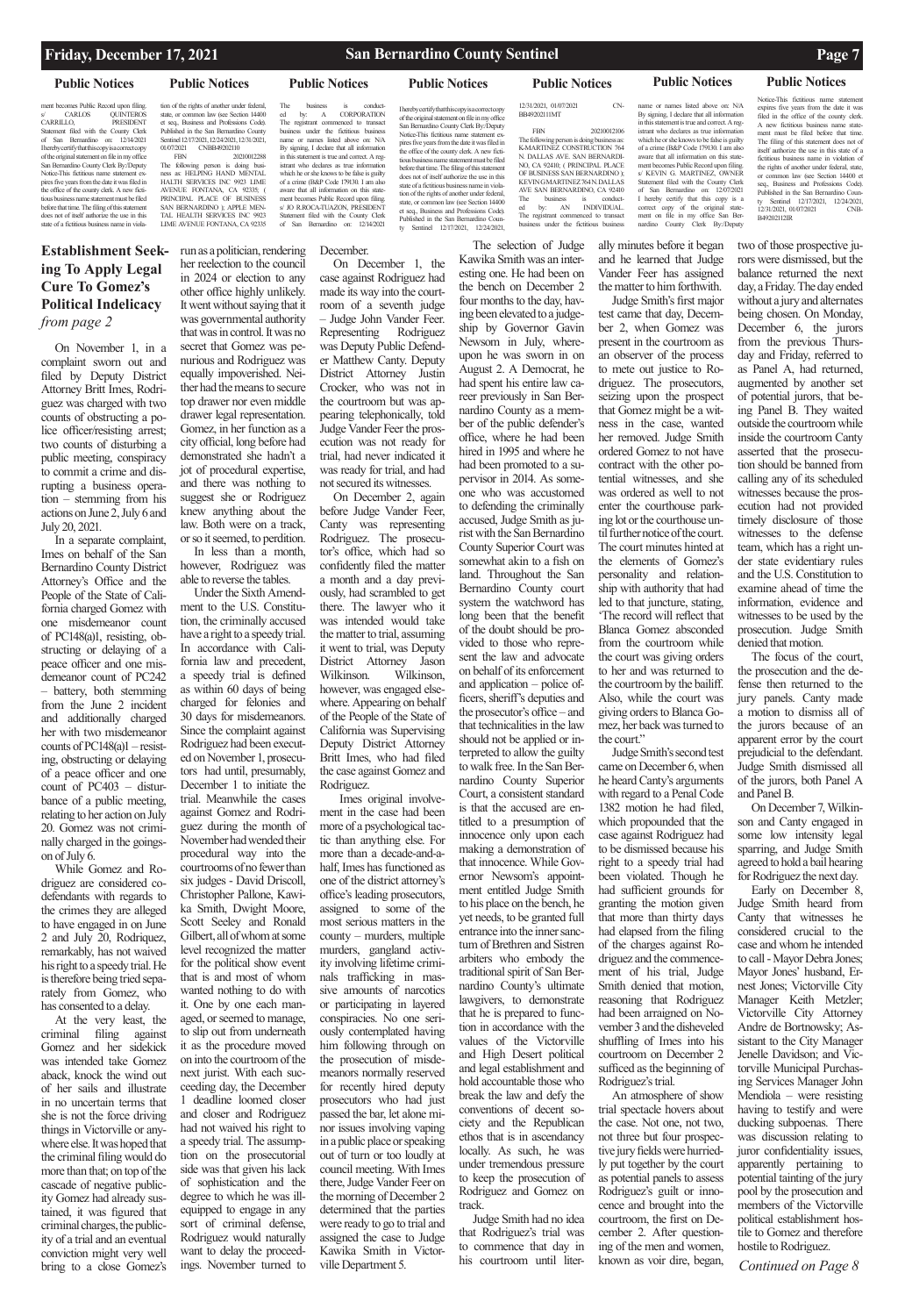## Public Notices

ment becomes Public Record upon filing. s/ CARLOS QUINTEROS CARRILLO, PRESIDENT Statement filed with the County Clerk of San Bernardino on: 12/14/2021 I hereby certify that this copy is a correct copy of the original statement on file in my office San Bernardino County Clerk By:/Deputy Notice-This fictitious name statement expires five years from the date it was filed in the office of the county clerk. A new fictitious business name statement must be filed before that time. The filing of this statement does not of itself authorize the use in this state of a fictitious business name in violation of the rights of another under federal, state, or common law (see Section 14400 et seq., Business and Professions Code). Published in the San Bernardino County Sentinel 12/17/2021, 12/24/2021, 12/31/2021, 01/07/2021 CNBB49202110

FBN 20210012288

The following person is doing business as: HELPING HAND MENTAL HALTH SERVICES INC 9923 LIME AVENUE FONTANA, CA 92335; ( PRINCIPAL PLACE OF BUSINESS SAN BERNARDINO ): APPLE MENTAL HEALTH SERVICES INC 9923 LIME AVENUE FONTANA, CA 92335

The business is conducted by: A CORPORATION The registrant commenced to transact business under the fictitious business name or names listed above on: N/A By signing, I declare that all information in this statement is true and correct. A registrant who declares as true information which he or she knows to be false is guilty of a crime (B&P Code 179130. I am also aware that all information on this statement becomes Public Record upon filing. s/ JO R.ROCA-TUAZON, PRESIDENT Statement filed with the County Clerk of San Bernardino on: 12/14/2021

I hereby certify that this copy is a correct copy of the original statement on file in my office San Bernardino County Clerk By:/Deputy Notice-This fictitious name statement expires five years from the date it was filed in the office of the county clerk. A new fictitious business name statement must be filed before that time. The filing of this statement does not of itself authorize the use in this state of a fictitious business name in violation of the rights of another under federal, state, or common law (see Section 14400 et seq., Business and Professions Code). Published in the San Bernardino County Sentinel 12/17/2021, 12/24/2021, 12/31/2021, 01/07/2021 CNBB49202111MT

FBN 20210012106

The following person is doing business as: K-MARTINEZ CONSTRUCTION 764 N. DALLAS AVE. SAN BERNARDINO, CA 92410; ( PRINCIPAL PLACE OF BUSINESS SAN BERNARDINO ): KEVIN G MARTINEZ 764 N. DALLAS AVE SAN BERNARDINO, CA 92410

The business is conducted by: AN INDIVIDUAL. The registrant commenced to transact business under the fictitious business name or names listed above on: N/A By signing, I declare that all information in this statement is true and correct. A registrant who declares as true information which he or she knows to be false is guilty of a crime (B&P Code 179130. I am also aware that all information on this statement becomes Public Record upon filing. s/ KEVIN G. MARTINEZ, OWNER Statement filed with the County Clerk of San Bernardino on: 12/07/2021 I hereby certify that this copy is a correct copy of the original statement on file in my office San Bernardino County Clerk By:/Deputy Notice-This fictitious name statement expires five years from the date it was filed in the office of the county clerk. A new fictitious business name statement must be filed before that time. The filing of this statement does not of itself authorize the use in this state of a fictitious business name in violation of the rights of another under federal, state, or common law (see Section 14400 et seq., Business and Professions Code). Published in the San Bernardino County Sentinel 12/17/2021, 12/24/2021, 12/31/2021, 01/07/2021 CNBB49202112IR

## Establishment Seeking To Apply Legal Cure To Gomez's Political Indelicacy

*from page 2*

On November 1, in a complaint sworn out and filed by Deputy District Attorney Britt Imes, Rodriguez was charged with two counts of obstructing a police officer/resisting arrest; two counts of disturbing a public meeting, conspiracy to commit a crime and disrupting a business operation – stemming from his actions on June 2, July 6 and July 20, 2021.

In a separate complaint, Imes on behalf of the San Bernardino County District Attorney's Office and the People of the State of California charged Gomez with one misdemeanor count of PC148(a)1, resisting, obstructing or delaying of a peace officer and one misdemeanor count of PC242 – battery, both stemming from the June 2 incident and additionally charged her with two misdemeanor counts of PC148(a)1 – resisting, obstructing or delaying of a peace officer and one count of PC403 – disturbance of a public meeting, relating to her action on July 20. Gomez was not criminally charged in the goings-on of July 6.

While Gomez and Rodriguez are considered co-defendants with regards to the crimes they are alleged to have engaged in on June 2 and July 20, Rodriquez, remarkably, has not waived his right to a speedy trial. He is therefore being tried separately from Gomez, who has consented to a delay.

At the very least, the criminal filing against Gomez and her sidekick was intended take Gomez aback, knock the wind out of her sails and illustrate in no uncertain terms that she is not the force driving things in Victorville or anywhere else. It was hoped that the criminal filing would do more than that; on top of the cascade of negative publicity Gomez had already sustained, it was figured that criminal charges, the publicity of a trial and an eventual conviction might very well bring to a close Gomez's run as a politician, rendering her reelection to the council in 2024 or election to any other office highly unlikely. It went without saying that it was governmental authority that was in control. It was no secret that Gomez was penurious and Rodriguez was equally impoverished. Neither had the means to secure top drawer nor even middle drawer legal representation. Gomez, in her function as a city official, long before had demonstrated she hadn't a jot of procedural expertise, and there was nothing to suggest she or Rodriguez knew anything about the law. Both were on a track, or so it seemed, to perdition.

In less than a month, however, Rodriguez was able to reverse the tables.

Under the Sixth Amendment to the U.S. Constitution, the criminally accused have a right to a speedy trial. In accordance with California law and precedent, a speedy trial is defined as within 60 days of being charged for felonies and 30 days for misdemeanors. Since the complaint against Rodriguez had been executed on November 1, prosecutors had until, presumably, December 1 to initiate the trial. Meanwhile the cases against Gomez and Rodriguez during the month of November had wended their procedural way into the courtrooms of no fewer than six judges - David Driscoll, Christopher Pallone, Kawika Smith, Dwight Moore, Scott Seeley and Ronald Gilbert, all of whom at some level recognized the matter for the political show event that is and most of whom wanted nothing to do with it. One by one each managed, or seemed to manage, to slip out from underneath it as the procedure moved on into the courtroom of the next jurist. With each succeeding day, the December 1 deadline loomed closer and closer and Rodriguez had not waived his right to a speedy trial. The assumption on the prosecutorial side was that given his lack of sophistication and the degree to which he was ill-equipped to engage in any sort of criminal defense, Rodriguez would naturally want to delay the proceedings. November turned to December.

On December 1, the case against Rodriguez had made its way into the courtroom of a seventh judge – Judge John Vander Feer. Representing Rodriguez was Deputy Public Defender Matthew Canty. Deputy District Attorney Justin Crocker, who was not in the courtroom but was appearing telephonically, told Judge Vander Feer the prosecution was not ready for trial, had never indicated it was ready for trial, and had not secured its witnesses.

On December 2, again before Judge Vander Feer, Canty was representing Rodriguez. The prosecutor's office, which had so confidently filed the matter a month and a day previously, had scrambled to get there. The lawyer who it was intended would take the matter to trial, assuming it went to trial, was Deputy District Attorney Jason Wilkinson. Wilkinson, however, was engaged elsewhere. Appearing on behalf of the People of the State of California was Supervising Deputy District Attorney Britt Imes, who had filed the case against Gomez and Rodriguez.

Imes original involvement in the case had been more of a psychological tactic than anything else. For more than a decade-and-a-half, Imes has functioned as one of the district attorney's office's leading prosecutors, assigned to some of the most serious matters in the county – murders, multiple murders, gangland activity involving lifetime criminals trafficking in massive amounts of narcotics or participating in layered conspiracies. No one seriously contemplated having him following through on the prosecution of misdemeanors normally reserved for recently hired deputy prosecutors who had just passed the bar, let alone minor issues involving vaping in a public place or speaking out of turn or too loudly at council meeting. With Imes there, Judge Vander Feer on the morning of December 2 determined that the parties were ready to go to trial and assigned the case to Judge Kawika Smith in Victorville Department 5.

The selection of Judge Kawika Smith was an interesting one. He had been on the bench on December 2 four months to the day, having been elevated to a judgeship by Governor Gavin Newsom in July, whereupon he was sworn in on August 2. A Democrat, he had spent his entire law career previously in San Bernardino County as a member of the public defender's office, where he had been hired in 1995 and where he had been promoted to a supervisor in 2014. As someone who was accustomed to defending the criminally accused, Judge Smith as jurist with the San Bernardino County Superior Court was somewhat akin to a fish on land. Throughout the San Bernardino County court system the watchword has long been that the benefit of the doubt should be provided to those who represent the law and advocate on behalf of its enforcement and application – police officers, sheriff's deputies and the prosecutor's office – and that technicalities in the law should not be applied or interpreted to allow the guilty to walk free. In the San Bernardino County Superior Court, a consistent standard is that the accused are entitled to a presumption of innocence only upon each making a demonstration of that innocence. While Governor Newsom's appointment entitled Judge Smith to his place on the bench, he yet needs, to be granted full entrance into the inner sanctum of Brethren and Sistren arbiters who embody the traditional spirit of San Bernardino County's ultimate lawgivers, to demonstrate that he is prepared to function in accordance with the values of the Victorville and High Desert political and legal establishment and hold accountable those who break the law and defy the conventions of decent society and the Republican ethos that is in ascendancy locally. As such, he was under tremendous pressure to keep the prosecution of Rodriguez and Gomez on track.

Judge Smith had no idea that Rodriguez's trial was to commence that day in his courtroom until literally minutes before it began and he learned that Judge Vander Feer has assigned the matter to him forthwith.

Judge Smith's first major test came that day, December 2, when Gomez was present in the courtroom as an observer of the process to mete out justice to Rodriguez. The prosecutors, seizing upon the prospect that Gomez might be a witness in the case, wanted her removed. Judge Smith ordered Gomez to not have contract with the other potential witnesses, and she was ordered as well to not enter the courthouse parking lot or the courthouse until further notice of the court. The court minutes hinted at the elements of Gomez's personality and relationship with authority that had led to that juncture, stating, 'The record will reflect that Blanca Gomez absconded from the courtroom while the court was giving orders to her and was returned to the courtroom by the bailiff. Also, while the court was giving orders to Blanca Gomez, her back was turned to the court."

Judge Smith's second test came on December 6, when he heard Canty's arguments with regard to a Penal Code 1382 motion he had filed, which propounded that the case against Rodriguez had to be dismissed because his right to a speedy trial had been violated. Though he had sufficient grounds for granting the motion given that more than thirty days had elapsed from the filing of the charges against Rodriguez and the commencement of his trial, Judge Smith denied that motion, reasoning that Rodriguez had been arraigned on November 3 and the disheveled shuffling of Imes into his courtroom on December 2 sufficed as the beginning of Rodriguez's trial.

An atmosphere of show trial spectacle hovers about the case. Not one, not two, not three but four prospective jury fields were hurriedly put together by the court as potential panels to assess Rodriguez's guilt or innocence and brought into the courtroom, the first on December 2. After questioning of the men and women, known as voir dire, began, two of those prospective jurors were dismissed, but the balance returned the next day, a Friday. The day ended without a jury and alternates being chosen. On Monday, December 6, the jurors from the previous Thursday and Friday, referred to as Panel A, had returned, augmented by another set of potential jurors, that being Panel B. They waited outside the courtroom while inside the courtroom Canty asserted that the prosecution should be banned from calling any of its scheduled witnesses because the prosecution had not provided timely disclosure of those witnesses to the defense team, which has a right under state evidentiary rules and the U.S. Constitution to examine ahead of time the information, evidence and witnesses to be used by the prosecution. Judge Smith denied that motion.

The focus of the court, the prosecution and the defense then returned to the jury panels. Canty made a motion to dismiss all of the jurors because of an apparent error by the court prejudicial to the defendant. Judge Smith dismissed all of the jurors, both Panel A and Panel B.

On December 7, Wilkinson and Canty engaged in some low intensity legal sparring, and Judge Smith agreed to hold a bail hearing for Rodriguez the next day.

Early on December 8, Judge Smith heard from Canty that witnesses he considered crucial to the case and whom he intended to call - Mayor Debra Jones; Mayor Jones' husband, Ernest Jones; Victorville City Manager Keith Metzler; Victorville City Attorney Andre de Bortnowsky; Assistant to the City Manager Jenelle Davidson; and Victorville Municipal Purchasing Services Manager John Mendiola – were resisting having to testify and were ducking subpoenas. There was discussion relating to juror confidentiality issues, apparently pertaining to potential tainting of the jury pool by the prosecution and members of the Victorville political establishment hostile to Gomez and therefore hostile to Rodriguez.

*Continued on Page 8*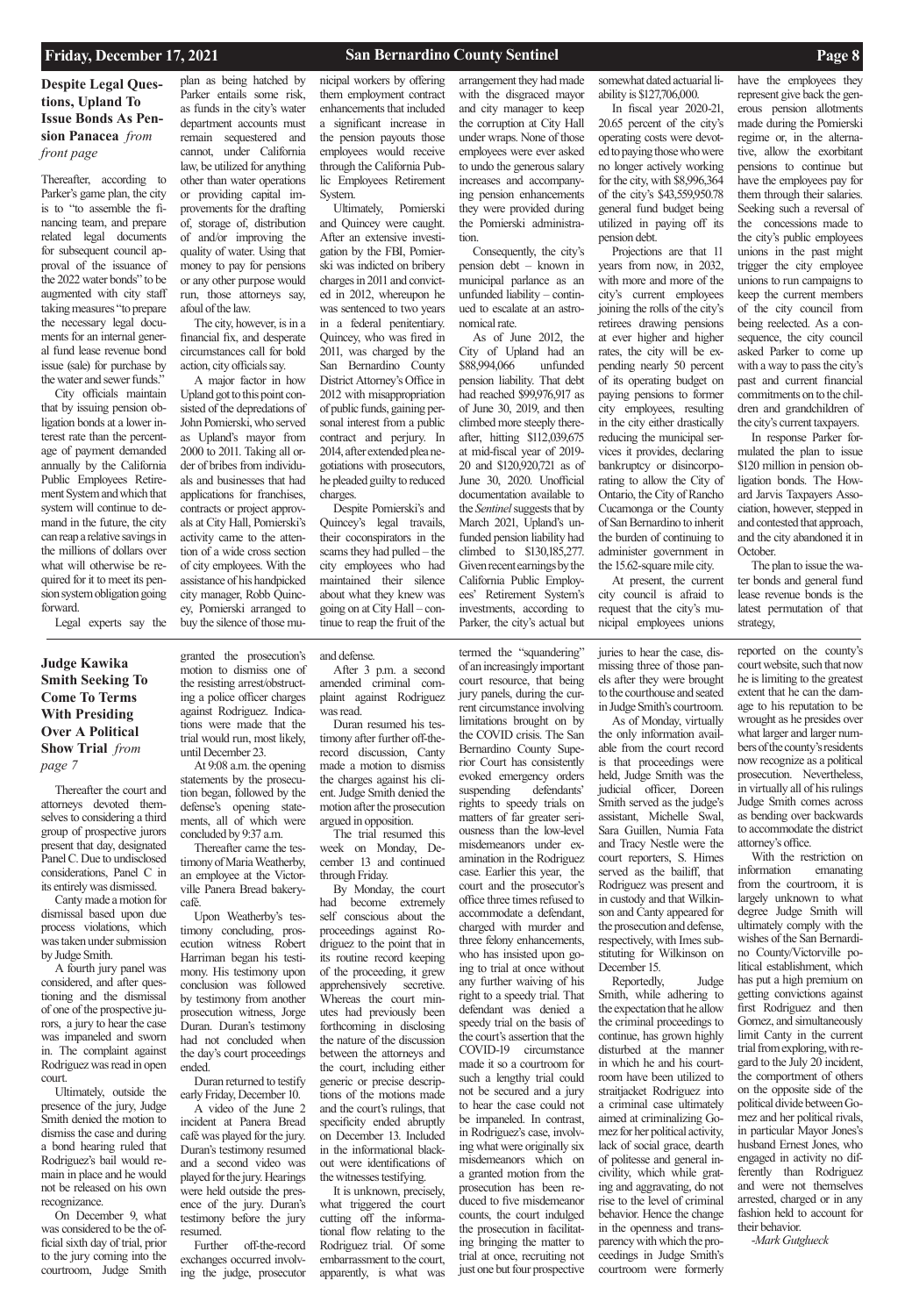## Despite Legal Questions, Upland To Issue Bonds As Pension Panacea *from front page*

Thereafter, according to Parker's game plan, the city is to "to assemble the financing team, and prepare related legal documents for subsequent council approval of the issuance of the 2022 water bonds" to be augmented with city staff taking measures "to prepare the necessary legal documents for an internal general fund lease revenue bond issue (sale) for purchase by the water and sewer funds."

City officials maintain that by issuing pension obligation bonds at a lower interest rate than the percentage of payment demanded annually by the California Public Employees Retirement System and which that system will continue to demand in the future, the city can reap a relative savings in the millions of dollars over what will otherwise be required for it to meet its pension system obligation going forward.

Legal experts say the plan as being hatched by Parker entails some risk, as funds in the city's water department accounts must remain sequestered and cannot, under California law, be utilized for anything other than water operations or providing capital improvements for the drafting of, storage of, distribution of and/or improving the quality of water. Using that money to pay for pensions or any other purpose would run, those attorneys say, afoul of the law.

The city, however, is in a financial fix, and desperate circumstances call for bold action, city officials say.

A major factor in how Upland got to this point consisted of the depredations of John Pomierski, who served as Upland's mayor from 2000 to 2011. Taking all order of bribes from individuals and businesses that had applications for franchises, contracts or project approvals at City Hall, Pomierski's activity came to the attention of a wide cross section of city employees. With the assistance of his handpicked city manager, Robb Quincey, Pomierski arranged to buy the silence of those municipal workers by offering them employment contract enhancements that included a significant increase in the pension payouts those employees would receive through the California Public Employees Retirement System.

Ultimately, Pomierski and Quincey were caught. After an extensive investigation by the FBI, Pomierski was indicted on bribery charges in 2011 and convicted in 2012, whereupon he was sentenced to two years in a federal penitentiary. Quincey, who was fired in 2011, was charged by the San Bernardino County District Attorney's Office in 2012 with misappropriation of public funds, gaining personal interest from a public contract and perjury. In 2014, after extended plea negotiations with prosecutors, he pleaded guilty to reduced charges.

Despite Pomierski's and Quincey's legal travails, their coconspirators in the scams they had pulled – the city employees who had maintained their silence about what they knew was going on at City Hall – continue to reap the fruit of the arrangement they had made with the disgraced mayor and city manager to keep the corruption at City Hall under wraps. None of those employees were ever asked to undo the generous salary increases and accompanying pension enhancements they were provided during the Pomierski administration.

Consequently, the city's pension debt – known in municipal parlance as an unfunded liability – continued to escalate at an astronomical rate.

As of June 2012, the City of Upland had an $88,994,066 unfunded pension liability. That debt had reached $99,976,917 as of June 30, 2019, and then climbed more steeply thereafter, hitting $112,039,675 at mid-fiscal year of 2019-20 and $120,920,721 as of June 30, 2020. Unofficial documentation available to the *Sentinel* suggests that by March 2021, Upland's unfunded pension liability had climbed to $130,185,277. Given recent earnings by the California Public Employees' Retirement System's investments, according to Parker, the city's actual but somewhat dated actuarial liability is $127,706,000.

In fiscal year 2020-21, 20.65 percent of the city's operating costs were devoted to paying those who were no longer actively working for the city, with $8,996,364 of the city's $43,559,950.78 general fund budget being utilized in paying off its pension debt.

Projections are that 11 years from now, in 2032, with more and more of the city's current employees joining the rolls of the city's retirees drawing pensions at ever higher and higher rates, the city will be expending nearly 50 percent of its operating budget on paying pensions to former city employees, resulting in the city either drastically reducing the municipal services it provides, declaring bankruptcy or disincorporating to allow the City of Ontario, the City of Rancho Cucamonga or the County of San Bernardino to inherit the burden of continuing to administer government in the 15.62-square mile city.

At present, the current city council is afraid to request that the city's municipal employees unions have the employees they represent give back the generous pension allotments made during the Pomierski regime or, in the alternative, allow the exorbitant pensions to continue but have the employees pay for them through their salaries. Seeking such a reversal of the concessions made to the city's public employees unions in the past might trigger the city employee unions to run campaigns to keep the current members of the city council from being reelected. As a consequence, the city council asked Parker to come up with a way to pass the city's past and current financial commitments on to the children and grandchildren of the city's current taxpayers.

In response Parker formulated the plan to issue $120 million in pension obligation bonds. The Howard Jarvis Taxpayers Association, however, stepped in and contested that approach, and the city abandoned it in October.

The plan to issue the water bonds and general fund lease revenue bonds is the latest permutation of that strategy,

## Judge Kawika Smith Seeking To Come To Terms With Presiding Over A Political Show Trial *from page 7*

Thereafter the court and attorneys devoted themselves to considering a third group of prospective jurors present that day, designated Panel C. Due to undisclosed considerations, Panel C in its entirety was dismissed.

Canty made a motion for dismissal based upon due process violations, which was taken under submission by Judge Smith.

A fourth jury panel was considered, and after questioning and the dismissal of one of the prospective jurors, a jury to hear the case was impaneled and sworn in. The complaint against Rodriguez was read in open court.

Ultimately, outside the presence of the jury, Judge Smith denied the motion to dismiss the case and during a bond hearing ruled that Rodriguez's bail would remain in place and he would not be released on his own recognizance.

On December 9, what was considered to be the official sixth day of trial, prior to the jury coming into the courtroom, Judge Smith granted the prosecution's motion to dismiss one of the resisting arrest/obstructing a police officer charges against Rodriguez. Indications were made that the trial would run, most likely, until December 23.

At 9:08 a.m. the opening statements by the prosecution began, followed by the defense's opening statements, all of which were concluded by 9:37 a.m.

Thereafter came the testimony of Maria Weatherby, an employee at the Victorville Panera Bread bakery-café.

Upon Weatherby's testimony concluding, prosecution witness Robert Harriman began his testimony. His testimony upon conclusion was followed by testimony from another prosecution witness, Jorge Duran. Duran's testimony had not concluded when the day's court proceedings ended.

Duran returned to testify early Friday, December 10.

A video of the June 2 incident at Panera Bread café was played for the jury. Duran's testimony resumed and a second video was played for the jury. Hearings were held outside the presence of the jury. Duran's testimony before the jury resumed.

Further off-the-record exchanges occurred involving the judge, prosecutor and defense.

After 3 p.m. a second amended criminal complaint against Rodriguez was read.

Duran resumed his testimony after further off-the-record discussion, Canty made a motion to dismiss the charges against his client. Judge Smith denied the motion after the prosecution argued in opposition.

The trial resumed this week on Monday, December 13 and continued through Friday.

By Monday, the court had become extremely self conscious about the proceedings against Rodriguez to the point that in its routine record keeping of the proceeding, it grew apprehensively secretive. Whereas the court minutes had previously been forthcoming in disclosing the nature of the discussion between the attorneys and the court, including either generic or precise descriptions of the motions made and the court's rulings, that specificity ended abruptly on December 13. Included in the informational blackout were identifications of the witnesses testifying.

It is unknown, precisely, what triggered the court cutting off the informational flow relating to the Rodriguez trial. Of some embarrassment to the court, apparently, is what was termed the "squandering" of an increasingly important court resource, that being jury panels, during the current circumstance involving limitations brought on by the COVID crisis. The San Bernardino County Superior Court has consistently evoked emergency orders suspending defendants' rights to speedy trials on matters of far greater seriousness than the low-level misdemeanors under examination in the Rodriguez case. Earlier this year, the court and the prosecutor's office three times refused to accommodate a defendant, charged with murder and three felony enhancements, who has insisted upon going to trial at once without any further waiving of his right to a speedy trial. That defendant was denied a speedy trial on the basis of the court's assertion that the COVID-19 circumstance made it so a courtroom for such a lengthy trial could not be secured and a jury to hear the case could not be impaneled. In contrast, in Rodriguez's case, involving what were originally six misdemeanors which on a granted motion from the prosecution has been reduced to five misdemeanor counts, the court indulged the prosecution in facilitating bringing the matter to trial at once, recruiting not just one but four prospective juries to hear the case, dismissing three of those panels after they were brought to the courthouse and seated in Judge Smith's courtroom.

As of Monday, virtually the only information available from the court record is that proceedings were held, Judge Smith was the judicial officer, Doreen Smith served as the judge's assistant, Michelle Swal, Sara Guillen, Numia Fata and Tracy Nestle were the court reporters, S. Himes served as the bailiff, that Rodriguez was present and in custody and that Wilkinson and Canty appeared for the prosecution and defense, respectively, with Imes substituting for Wilkinson on December 15.

Reportedly, Judge Smith, while adhering to the expectation that he allow the criminal proceedings to continue, has grown highly disturbed at the manner in which he and his courtroom have been utilized to straitjacket Rodriguez into a criminal case ultimately aimed at criminalizing Gomez for her political activity, lack of social grace, dearth of politesse and general incivility, which while grating and aggravating, do not rise to the level of criminal behavior. Hence the change in the openness and transparency with which the proceedings in Judge Smith's courtroom were formerly reported on the county's court website, such that now he is limiting to the greatest extent that he can the damage to his reputation to be wrought as he presides over what larger and larger numbers of the county's residents now recognize as a political prosecution. Nevertheless, in virtually all of his rulings Judge Smith comes across as bending over backwards to accommodate the district attorney's office.

With the restriction on information emanating from the courtroom, it is largely unknown to what degree Judge Smith will ultimately comply with the wishes of the San Bernardino County/Victorville political establishment, which has put a high premium on getting convictions against first Rodriguez and then Gomez, and simultaneously limit Canty in the current trial from exploring, with regard to the July 20 incident, the comportment of others on the opposite side of the political divide between Gomez and her political rivals, in particular Mayor Jones's husband Ernest Jones, who engaged in activity no differently than Rodriguez and were not themselves arrested, charged or in any fashion held to account for their behavior.

*-Mark Gutglueck*